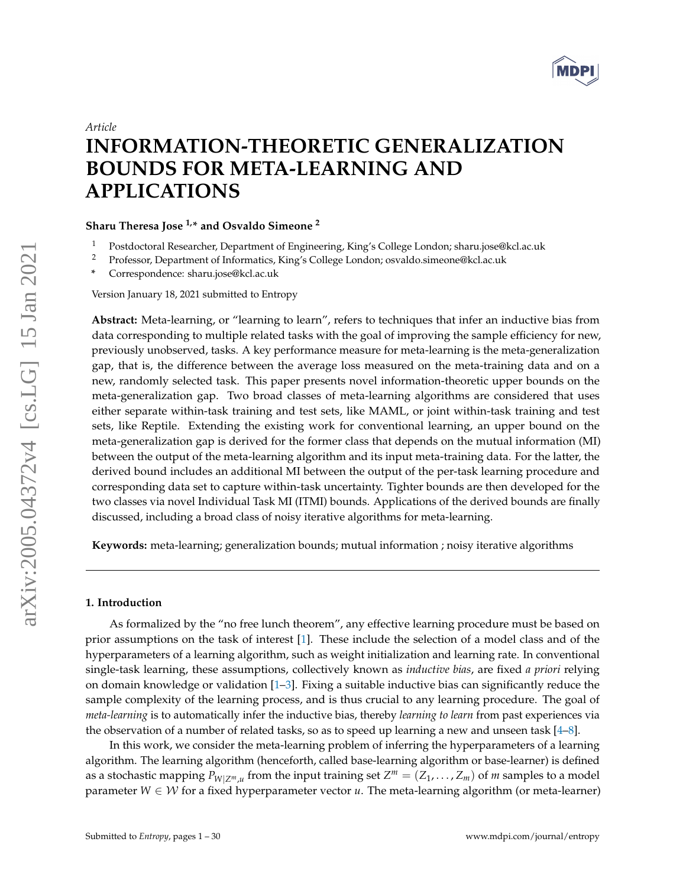*Article*

# INFORMATION-THEORETIC GENERALIZATION BOUNDS FOR META-LEARNING AND APPLICATIONS

**Sharu Theresa Jose [1,*] and Osvaldo Simeone [2]**

[1] Postdoctoral Researcher, Department of Engineering, King's College London; sharu.jose@kcl.ac.uk
[2] Professor, Department of Informatics, King's College London; osvaldo.simeone@kcl.ac.uk
[*] Correspondence: sharu.jose@kcl.ac.uk

Version January 18, 2021 submitted to Entropy

**Abstract:** Meta-learning, or "learning to learn", refers to techniques that infer an inductive bias from data corresponding to multiple related tasks with the goal of improving the sample efficiency for new, previously unobserved, tasks. A key performance measure for meta-learning is the meta-generalization gap, that is, the difference between the average loss measured on the meta-training data and on a new, randomly selected task. This paper presents novel information-theoretic upper bounds on the meta-generalization gap. Two broad classes of meta-learning algorithms are considered that uses either separate within-task training and test sets, like MAML, or joint within-task training and test sets, like Reptile. Extending the existing work for conventional learning, an upper bound on the meta-generalization gap is derived for the former class that depends on the mutual information (MI) between the output of the meta-learning algorithm and its input meta-training data. For the latter, the derived bound includes an additional MI between the output of the per-task learning procedure and corresponding data set to capture within-task uncertainty. Tighter bounds are then developed for the two classes via novel Individual Task MI (ITMI) bounds. Applications of the derived bounds are finally discussed, including a broad class of noisy iterative algorithms for meta-learning.

**Keywords:** meta-learning; generalization bounds; mutual information ; noisy iterative algorithms

---

## 1. Introduction

As formalized by the "no free lunch theorem", any effective learning procedure must be based on prior assumptions on the task of interest [1]. These include the selection of a model class and of the hyperparameters of a learning algorithm, such as weight initialization and learning rate. In conventional single-task learning, these assumptions, collectively known as *inductive bias*, are fixed *a priori* relying on domain knowledge or validation [1–3]. Fixing a suitable inductive bias can significantly reduce the sample complexity of the learning process, and is thus crucial to any learning procedure. The goal of *meta-learning* is to automatically infer the inductive bias, thereby *learning to learn* from past experiences via the observation of a number of related tasks, so as to speed up learning a new and unseen task [4–8].

In this work, we consider the meta-learning problem of inferring the hyperparameters of a learning algorithm. The learning algorithm (henceforth, called base-learning algorithm or base-learner) is defined as a stochastic mapping $P_{W|Z^m,u}$ from the input training set $Z^m = (Z_1, \ldots, Z_m)$ of $m$ samples to a model parameter $W \in \mathcal{W}$ for a fixed hyperparameter vector $u$. The meta-learning algorithm (or meta-learner)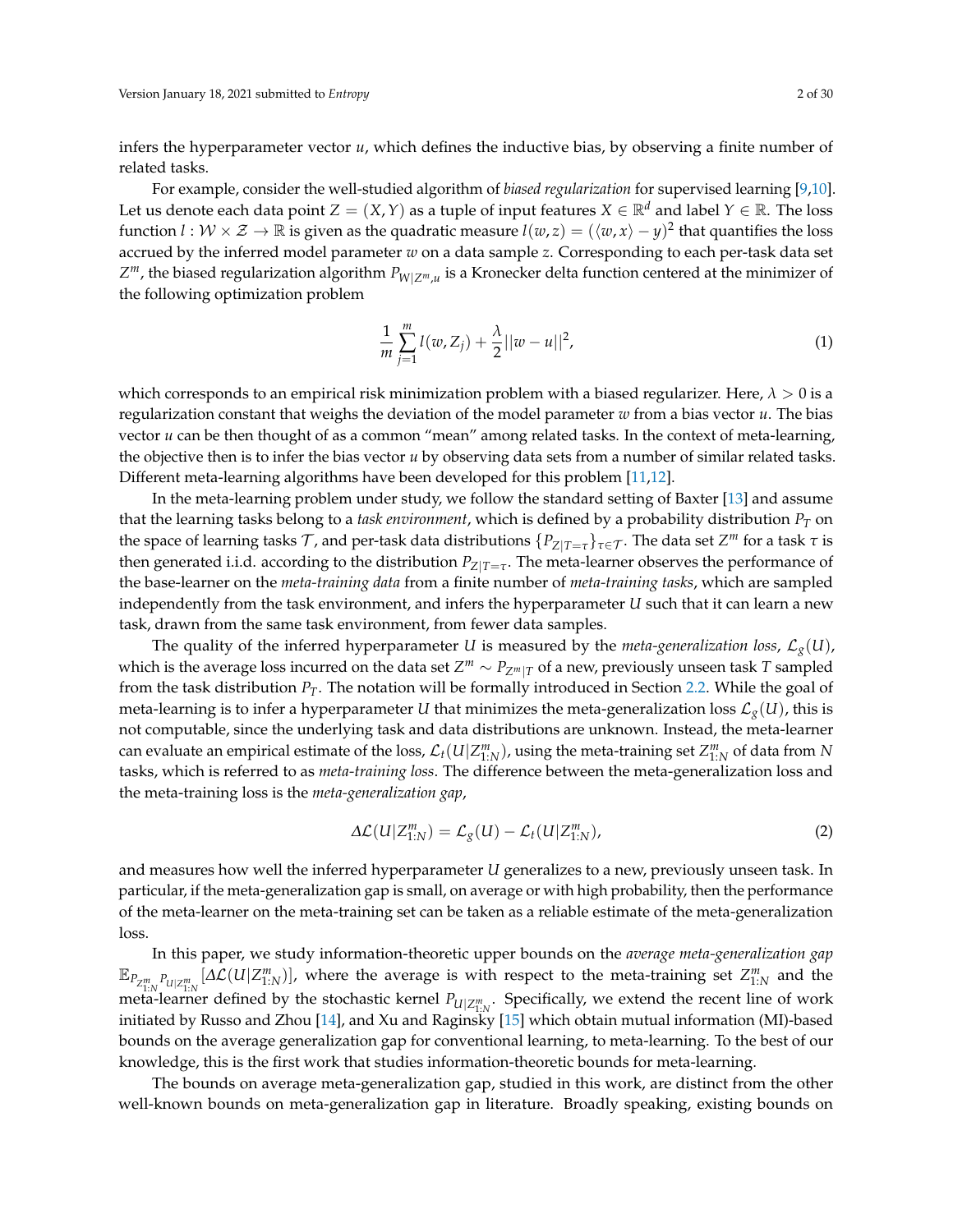infers the hyperparameter vector $u$, which defines the inductive bias, by observing a finite number of related tasks.

For example, consider the well-studied algorithm of *biased regularization* for supervised learning [9,10]. Let us denote each data point $Z = (X, Y)$ as a tuple of input features $X \in \mathbb{R}^d$ and label $Y \in \mathbb{R}$. The loss function $l : \mathcal{W} \times \mathcal{Z} \rightarrow \mathbb{R}$ is given as the quadratic measure $l(w, z) = (\langle w, x \rangle - y)^2$ that quantifies the loss accrued by the inferred model parameter $w$ on a data sample $z$. Corresponding to each per-task data set $Z^m$, the biased regularization algorithm $P_{W|Z^m,u}$ is a Kronecker delta function centered at the minimizer of the following optimization problem

$$\frac{1}{m}\sum_{j=1}^{m} l(w, Z_j) + \frac{\lambda}{2}||w - u||^2, \tag{1}$$

which corresponds to an empirical risk minimization problem with a biased regularizer. Here, $\lambda > 0$ is a regularization constant that weighs the deviation of the model parameter $w$ from a bias vector $u$. The bias vector $u$ can be then thought of as a common "mean" among related tasks. In the context of meta-learning, the objective then is to infer the bias vector $u$ by observing data sets from a number of similar related tasks. Different meta-learning algorithms have been developed for this problem [11,12].

In the meta-learning problem under study, we follow the standard setting of Baxter [13] and assume that the learning tasks belong to a *task environment*, which is defined by a probability distribution $P_T$ on the space of learning tasks $\mathcal{T}$, and per-task data distributions $\{P_{Z|T=\tau}\}_{\tau \in \mathcal{T}}$. The data set $Z^m$ for a task $\tau$ is then generated i.i.d. according to the distribution $P_{Z|T=\tau}$. The meta-learner observes the performance of the base-learner on the *meta-training data* from a finite number of *meta-training tasks*, which are sampled independently from the task environment, and infers the hyperparameter $U$ such that it can learn a new task, drawn from the same task environment, from fewer data samples.

The quality of the inferred hyperparameter $U$ is measured by the *meta-generalization loss*, $\mathcal{L}_g(U)$, which is the average loss incurred on the data set $Z^m \sim P_{Z^m|T}$ of a new, previously unseen task $T$ sampled from the task distribution $P_T$. The notation will be formally introduced in Section 2.2. While the goal of meta-learning is to infer a hyperparameter $U$ that minimizes the meta-generalization loss $\mathcal{L}_g(U)$, this is not computable, since the underlying task and data distributions are unknown. Instead, the meta-learner can evaluate an empirical estimate of the loss, $\mathcal{L}_t(U|Z^m_{1:N})$, using the meta-training set $Z^m_{1:N}$ of data from $N$ tasks, which is referred to as *meta-training loss*. The difference between the meta-generalization loss and the meta-training loss is the *meta-generalization gap*,

$$\Delta\mathcal{L}(U|Z^m_{1:N}) = \mathcal{L}_g(U) - \mathcal{L}_t(U|Z^m_{1:N}), \tag{2}$$

and measures how well the inferred hyperparameter $U$ generalizes to a new, previously unseen task. In particular, if the meta-generalization gap is small, on average or with high probability, then the performance of the meta-learner on the meta-training set can be taken as a reliable estimate of the meta-generalization loss.

In this paper, we study information-theoretic upper bounds on the *average meta-generalization gap* $\mathbb{E}_{P_{Z^m_{1:N}} P_{U|Z^m_{1:N}}}[\Delta\mathcal{L}(U|Z^m_{1:N})]$, where the average is with respect to the meta-training set $Z^m_{1:N}$ and the meta-learner defined by the stochastic kernel $P_{U|Z^m_{1:N}}$. Specifically, we extend the recent line of work initiated by Russo and Zhou [14], and Xu and Raginsky [15] which obtain mutual information (MI)-based bounds on the average generalization gap for conventional learning, to meta-learning. To the best of our knowledge, this is the first work that studies information-theoretic bounds for meta-learning.

The bounds on average meta-generalization gap, studied in this work, are distinct from the other well-known bounds on meta-generalization gap in literature. Broadly speaking, existing bounds on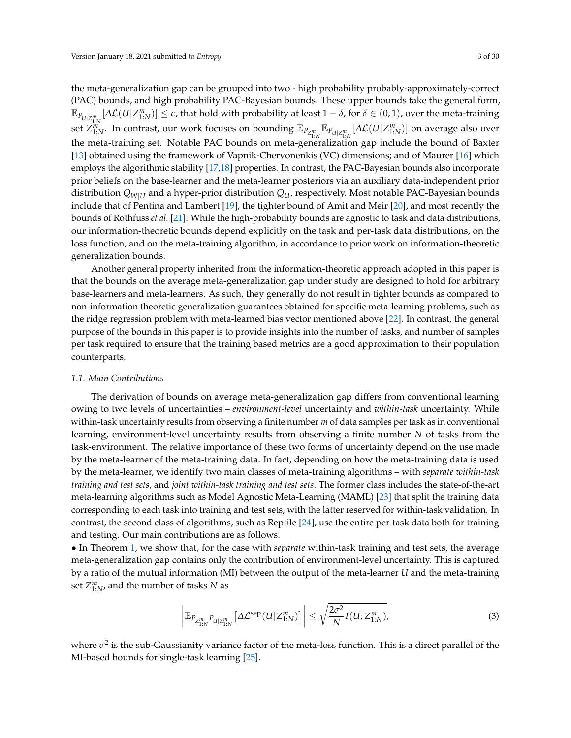the meta-generalization gap can be grouped into two - high probability probably-approximately-correct (PAC) bounds, and high probability PAC-Bayesian bounds. These upper bounds take the general form, $\mathbb{E}_{P_{U|Z^m_{1:N}}}[\Delta\mathcal{L}(U|Z^m_{1:N})] \leq \epsilon$, that hold with probability at least $1-\delta$, for $\delta \in (0,1)$, over the meta-training set $Z^m_{1:N}$. In contrast, our work focuses on bounding $\mathbb{E}_{P_{Z^m_{1:N}}}\mathbb{E}_{P_{U|Z^m_{1:N}}}[\Delta\mathcal{L}(U|Z^m_{1:N})]$ on average also over the meta-training set. Notable PAC bounds on meta-generalization gap include the bound of Baxter [13] obtained using the framework of Vapnik-Chervonenkis (VC) dimensions; and of Maurer [16] which employs the algorithmic stability [17,18] properties. In contrast, the PAC-Bayesian bounds also incorporate prior beliefs on the base-learner and the meta-learner posteriors via an auxiliary data-independent prior distribution $Q_{W|U}$ and a hyper-prior distribution $Q_U$, respectively. Most notable PAC-Bayesian bounds include that of Pentina and Lambert [19], the tighter bound of Amit and Meir [20], and most recently the bounds of Rothfuss *et al.* [21]. While the high-probability bounds are agnostic to task and data distributions, our information-theoretic bounds depend explicitly on the task and per-task data distributions, on the loss function, and on the meta-training algorithm, in accordance to prior work on information-theoretic generalization bounds.

Another general property inherited from the information-theoretic approach adopted in this paper is that the bounds on the average meta-generalization gap under study are designed to hold for arbitrary base-learners and meta-learners. As such, they generally do not result in tighter bounds as compared to non-information theoretic generalization guarantees obtained for specific meta-learning problems, such as the ridge regression problem with meta-learned bias vector mentioned above [22]. In contrast, the general purpose of the bounds in this paper is to provide insights into the number of tasks, and number of samples per task required to ensure that the training based metrics are a good approximation to their population counterparts.

### 1.1. Main Contributions

The derivation of bounds on average meta-generalization gap differs from conventional learning owing to two levels of uncertainties – *environment-level* uncertainty and *within-task* uncertainty. While within-task uncertainty results from observing a finite number $m$ of data samples per task as in conventional learning, environment-level uncertainty results from observing a finite number $N$ of tasks from the task-environment. The relative importance of these two forms of uncertainty depend on the use made by the meta-learner of the meta-training data. In fact, depending on how the meta-training data is used by the meta-learner, we identify two main classes of meta-training algorithms – with *separate within-task training and test sets*, and *joint within-task training and test sets*. The former class includes the state-of-the-art meta-learning algorithms such as Model Agnostic Meta-Learning (MAML) [23] that split the training data corresponding to each task into training and test sets, with the latter reserved for within-task validation. In contrast, the second class of algorithms, such as Reptile [24], use the entire per-task data both for training and testing. Our main contributions are as follows.

• In Theorem 1, we show that, for the case with *separate* within-task training and test sets, the average meta-generalization gap contains only the contribution of environment-level uncertainty. This is captured by a ratio of the mutual information (MI) between the output of the meta-learner $U$ and the meta-training set $Z^m_{1:N}$, and the number of tasks $N$ as

$$\left|\mathbb{E}_{P_{Z^m_{1:N}}P_{U|Z^m_{1:N}}}\left[\Delta\mathcal{L}^{\text{sep}}(U|Z^m_{1:N})\right]\right| \leq \sqrt{\frac{2\sigma^2}{N}I(U;Z^m_{1:N})}, \tag{3}$$

where $\sigma^2$ is the sub-Gaussianity variance factor of the meta-loss function. This is a direct parallel of the MI-based bounds for single-task learning [25].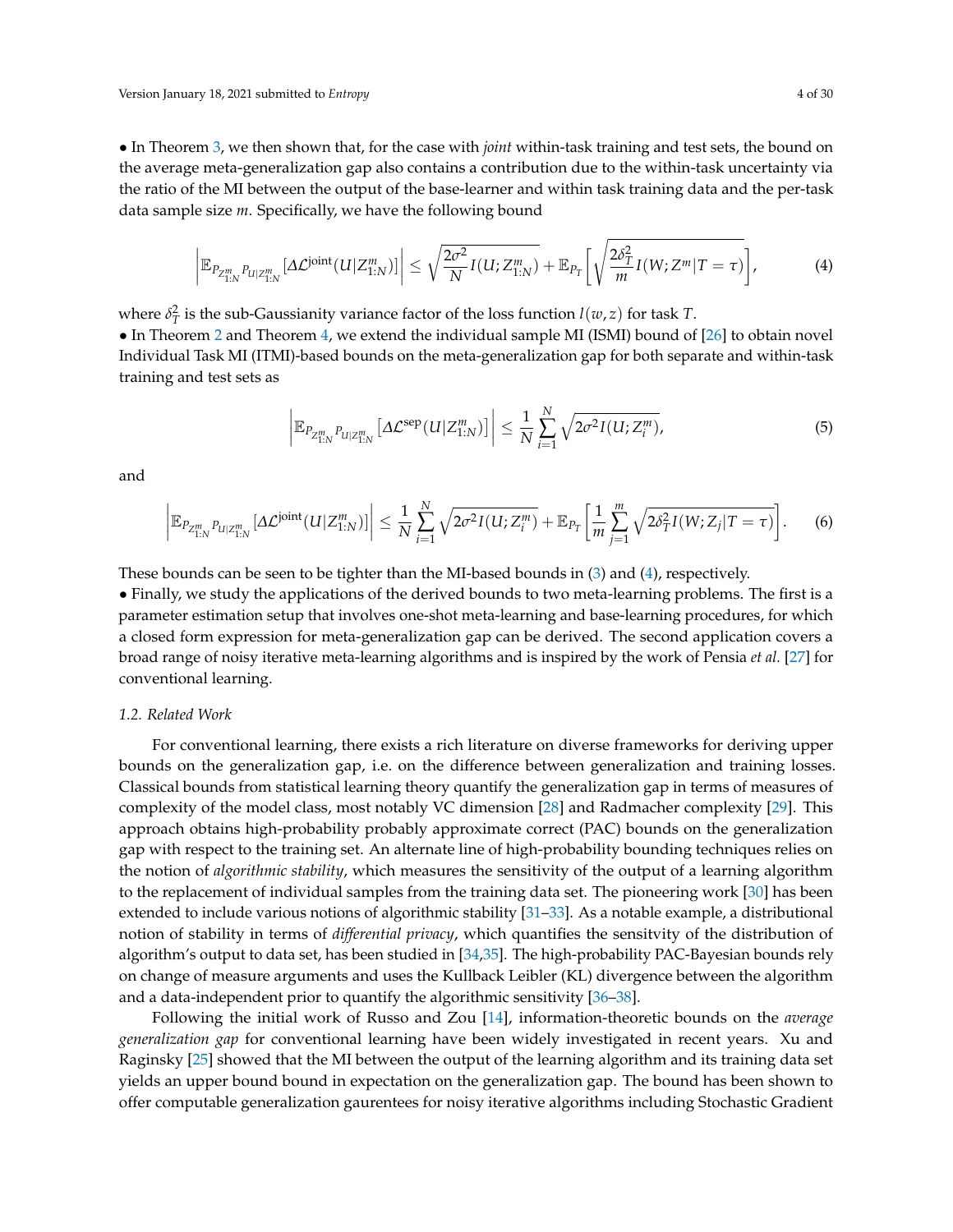• In Theorem 3, we then shown that, for the case with *joint* within-task training and test sets, the bound on the average meta-generalization gap also contains a contribution due to the within-task uncertainty via the ratio of the MI between the output of the base-learner and within task training data and the per-task data sample size $m$. Specifically, we have the following bound

$$\left|\mathbb{E}_{P_{Z^m_{1:N}}P_{U|Z^m_{1:N}}}[\Delta\mathcal{L}^{\text{joint}}(U|Z^m_{1:N})]\right| \leq \sqrt{\frac{2\sigma^2}{N}I(U;Z^m_{1:N})} + \mathbb{E}_{P_T}\left[\sqrt{\frac{2\delta_T^2}{m}I(W;Z^m|T=\tau)}\right], \tag{4}$$

where $\delta_T^2$ is the sub-Gaussianity variance factor of the loss function $l(w,z)$ for task $T$.

• In Theorem 2 and Theorem 4, we extend the individual sample MI (ISMI) bound of [26] to obtain novel Individual Task MI (ITMI)-based bounds on the meta-generalization gap for both separate and within-task training and test sets as

$$\left|\mathbb{E}_{P_{Z^m_{1:N}}P_{U|Z^m_{1:N}}}\left[\Delta\mathcal{L}^{\text{sep}}(U|Z^m_{1:N})\right]\right| \leq \frac{1}{N}\sum_{i=1}^{N}\sqrt{2\sigma^2 I(U;Z^m_i)}, \tag{5}$$

and

$$\left|\mathbb{E}_{P_{Z^m_{1:N}}P_{U|Z^m_{1:N}}}[\Delta\mathcal{L}^{\text{joint}}(U|Z^m_{1:N})]\right| \leq \frac{1}{N}\sum_{i=1}^{N}\sqrt{2\sigma^2 I(U;Z^m_i)} + \mathbb{E}_{P_T}\left[\frac{1}{m}\sum_{j=1}^{m}\sqrt{2\delta_T^2 I(W;Z_j|T=\tau)}\right]. \tag{6}$$

These bounds can be seen to be tighter than the MI-based bounds in (3) and (4), respectively.

• Finally, we study the applications of the derived bounds to two meta-learning problems. The first is a parameter estimation setup that involves one-shot meta-learning and base-learning procedures, for which a closed form expression for meta-generalization gap can be derived. The second application covers a broad range of noisy iterative meta-learning algorithms and is inspired by the work of Pensia *et al.* [27] for conventional learning.

### 1.2. Related Work

For conventional learning, there exists a rich literature on diverse frameworks for deriving upper bounds on the generalization gap, i.e. on the difference between generalization and training losses. Classical bounds from statistical learning theory quantify the generalization gap in terms of measures of complexity of the model class, most notably VC dimension [28] and Radmacher complexity [29]. This approach obtains high-probability probably approximate correct (PAC) bounds on the generalization gap with respect to the training set. An alternate line of high-probability bounding techniques relies on the notion of *algorithmic stability*, which measures the sensitivity of the output of a learning algorithm to the replacement of individual samples from the training data set. The pioneering work [30] has been extended to include various notions of algorithmic stability [31–33]. As a notable example, a distributional notion of stability in terms of *differential privacy*, which quantifies the sensitvity of the distribution of algorithm's output to data set, has been studied in [34,35]. The high-probability PAC-Bayesian bounds rely on change of measure arguments and uses the Kullback Leibler (KL) divergence between the algorithm and a data-independent prior to quantify the algorithmic sensitivity [36–38].

Following the initial work of Russo and Zou [14], information-theoretic bounds on the *average generalization gap* for conventional learning have been widely investigated in recent years. Xu and Raginsky [25] showed that the MI between the output of the learning algorithm and its training data set yields an upper bound bound in expectation on the generalization gap. The bound has been shown to offer computable generalization gaurentees for noisy iterative algorithms including Stochastic Gradient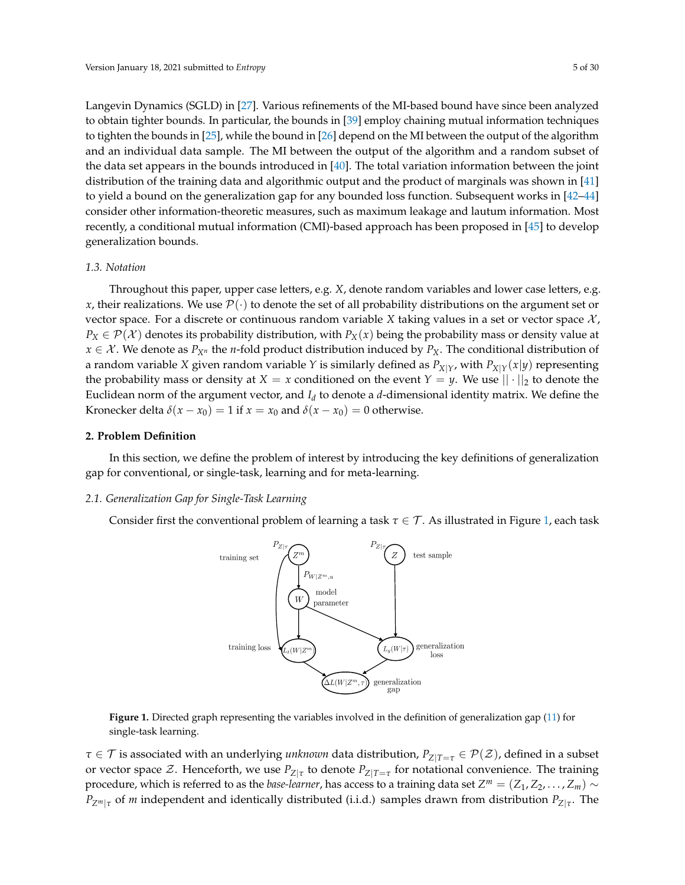Langevin Dynamics (SGLD) in [27]. Various refinements of the MI-based bound have since been analyzed to obtain tighter bounds. In particular, the bounds in [39] employ chaining mutual information techniques to tighten the bounds in [25], while the bound in [26] depend on the MI between the output of the algorithm and an individual data sample. The MI between the output of the algorithm and a random subset of the data set appears in the bounds introduced in [40]. The total variation information between the joint distribution of the training data and algorithmic output and the product of marginals was shown in [41] to yield a bound on the generalization gap for any bounded loss function. Subsequent works in [42–44] consider other information-theoretic measures, such as maximum leakage and lautum information. Most recently, a conditional mutual information (CMI)-based approach has been proposed in [45] to develop generalization bounds.

### 1.3. Notation

Throughout this paper, upper case letters, e.g. $X$, denote random variables and lower case letters, e.g. $x$, their realizations. We use $\mathcal{P}(\cdot)$ to denote the set of all probability distributions on the argument set or vector space. For a discrete or continuous random variable $X$ taking values in a set or vector space $\mathcal{X}$, $P_X \in \mathcal{P}(\mathcal{X})$ denotes its probability distribution, with $P_X(x)$ being the probability mass or density value at $x \in \mathcal{X}$. We denote as $P_{X^n}$ the $n$-fold product distribution induced by $P_X$. The conditional distribution of a random variable $X$ given random variable $Y$ is similarly defined as $P_{X|Y}$, with $P_{X|Y}(x|y)$ representing the probability mass or density at $X = x$ conditioned on the event $Y = y$. We use $||\cdot||_2$ to denote the Euclidean norm of the argument vector, and $I_d$ to denote a $d$-dimensional identity matrix. We define the Kronecker delta $\delta(x - x_0) = 1$ if $x = x_0$ and $\delta(x - x_0) = 0$ otherwise.

## 2. Problem Definition

In this section, we define the problem of interest by introducing the key definitions of generalization gap for conventional, or single-task, learning and for meta-learning.

### 2.1. Generalization Gap for Single-Task Learning

Consider first the conventional problem of learning a task $\tau \in \mathcal{T}$. As illustrated in Figure 1, each task

**Figure 1.** Directed graph representing the variables involved in the definition of generalization gap (11) for single-task learning.

$\tau \in \mathcal{T}$ is associated with an underlying *unknown* data distribution, $P_{Z|T=\tau} \in \mathcal{P}(\mathcal{Z})$, defined in a subset or vector space $\mathcal{Z}$. Henceforth, we use $P_{Z|\tau}$ to denote $P_{Z|T=\tau}$ for notational convenience. The training procedure, which is referred to as the *base-learner*, has access to a training data set $Z^m = (Z_1, Z_2, \ldots, Z_m) \sim P_{Z^m|\tau}$ of $m$ independent and identically distributed (i.i.d.) samples drawn from distribution $P_{Z|\tau}$. The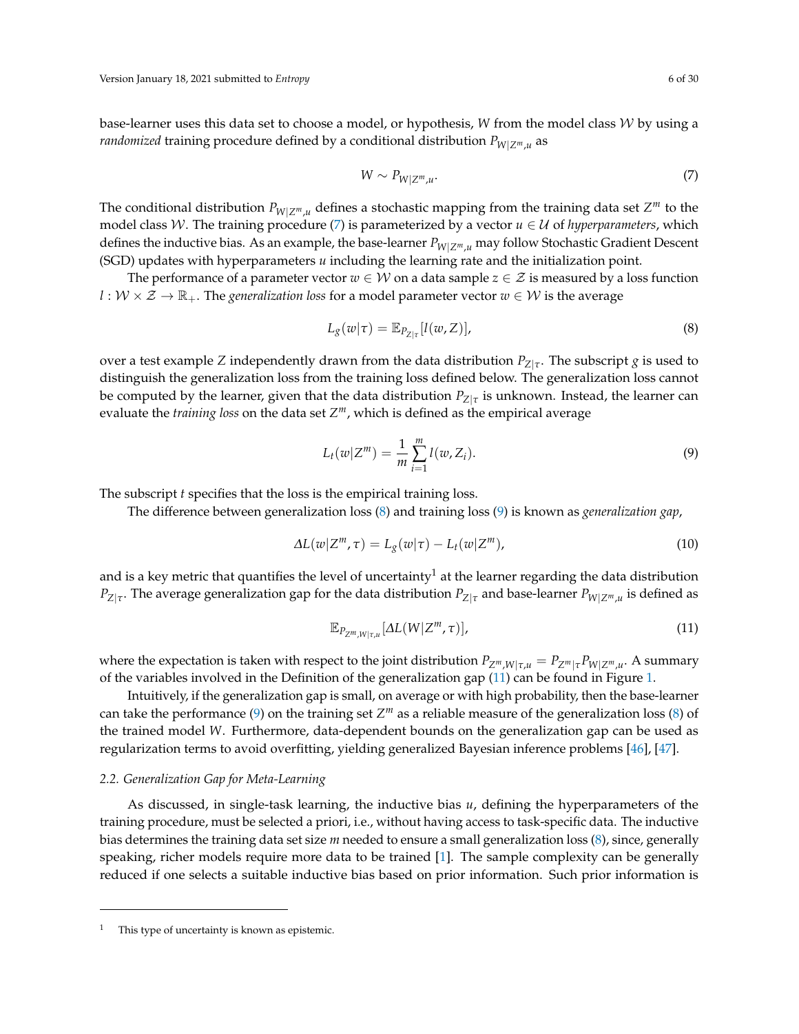base-learner uses this data set to choose a model, or hypothesis, $W$ from the model class $\mathcal{W}$ by using a *randomized* training procedure defined by a conditional distribution $P_{W|Z^m,u}$ as

$$W \sim P_{W|Z^m,u}. \tag{7}$$

The conditional distribution $P_{W|Z^m,u}$ defines a stochastic mapping from the training data set $Z^m$ to the model class $\mathcal{W}$. The training procedure (7) is parameterized by a vector $u \in \mathcal{U}$ of *hyperparameters*, which defines the inductive bias. As an example, the base-learner $P_{W|Z^m,u}$ may follow Stochastic Gradient Descent (SGD) updates with hyperparameters $u$ including the learning rate and the initialization point.

The performance of a parameter vector $w \in \mathcal{W}$ on a data sample $z \in \mathcal{Z}$ is measured by a loss function $l : \mathcal{W} \times \mathcal{Z} \to \mathbb{R}_+$. The *generalization loss* for a model parameter vector $w \in \mathcal{W}$ is the average

$$L_g(w|\tau) = \mathbb{E}_{P_{Z|\tau}}[l(w, Z)], \tag{8}$$

over a test example $Z$ independently drawn from the data distribution $P_{Z|\tau}$. The subscript $g$ is used to distinguish the generalization loss from the training loss defined below. The generalization loss cannot be computed by the learner, given that the data distribution $P_{Z|\tau}$ is unknown. Instead, the learner can evaluate the *training loss* on the data set $Z^m$, which is defined as the empirical average

$$L_t(w|Z^m) = \frac{1}{m}\sum_{i=1}^{m} l(w, Z_i). \tag{9}$$

The subscript $t$ specifies that the loss is the empirical training loss.

The difference between generalization loss (8) and training loss (9) is known as *generalization gap*,

$$\Delta L(w|Z^m, \tau) = L_g(w|\tau) - L_t(w|Z^m), \tag{10}$$

and is a key metric that quantifies the level of uncertainty[1] at the learner regarding the data distribution $P_{Z|\tau}$. The average generalization gap for the data distribution $P_{Z|\tau}$ and base-learner $P_{W|Z^m,u}$ is defined as

$$\mathbb{E}_{P_{Z^m,W|\tau,u}}[\Delta L(W|Z^m, \tau)], \tag{11}$$

where the expectation is taken with respect to the joint distribution $P_{Z^m,W|\tau,u} = P_{Z^m|\tau}P_{W|Z^m,u}$. A summary of the variables involved in the Definition of the generalization gap (11) can be found in Figure 1.

Intuitively, if the generalization gap is small, on average or with high probability, then the base-learner can take the performance (9) on the training set $Z^m$ as a reliable measure of the generalization loss (8) of the trained model $W$. Furthermore, data-dependent bounds on the generalization gap can be used as regularization terms to avoid overfitting, yielding generalized Bayesian inference problems [46], [47].

### 2.2. Generalization Gap for Meta-Learning

As discussed, in single-task learning, the inductive bias $u$, defining the hyperparameters of the training procedure, must be selected a priori, i.e., without having access to task-specific data. The inductive bias determines the training data set size $m$ needed to ensure a small generalization loss (8), since, generally speaking, richer models require more data to be trained [1]. The sample complexity can be generally reduced if one selects a suitable inductive bias based on prior information. Such prior information is

---

[1] This type of uncertainty is known as epistemic.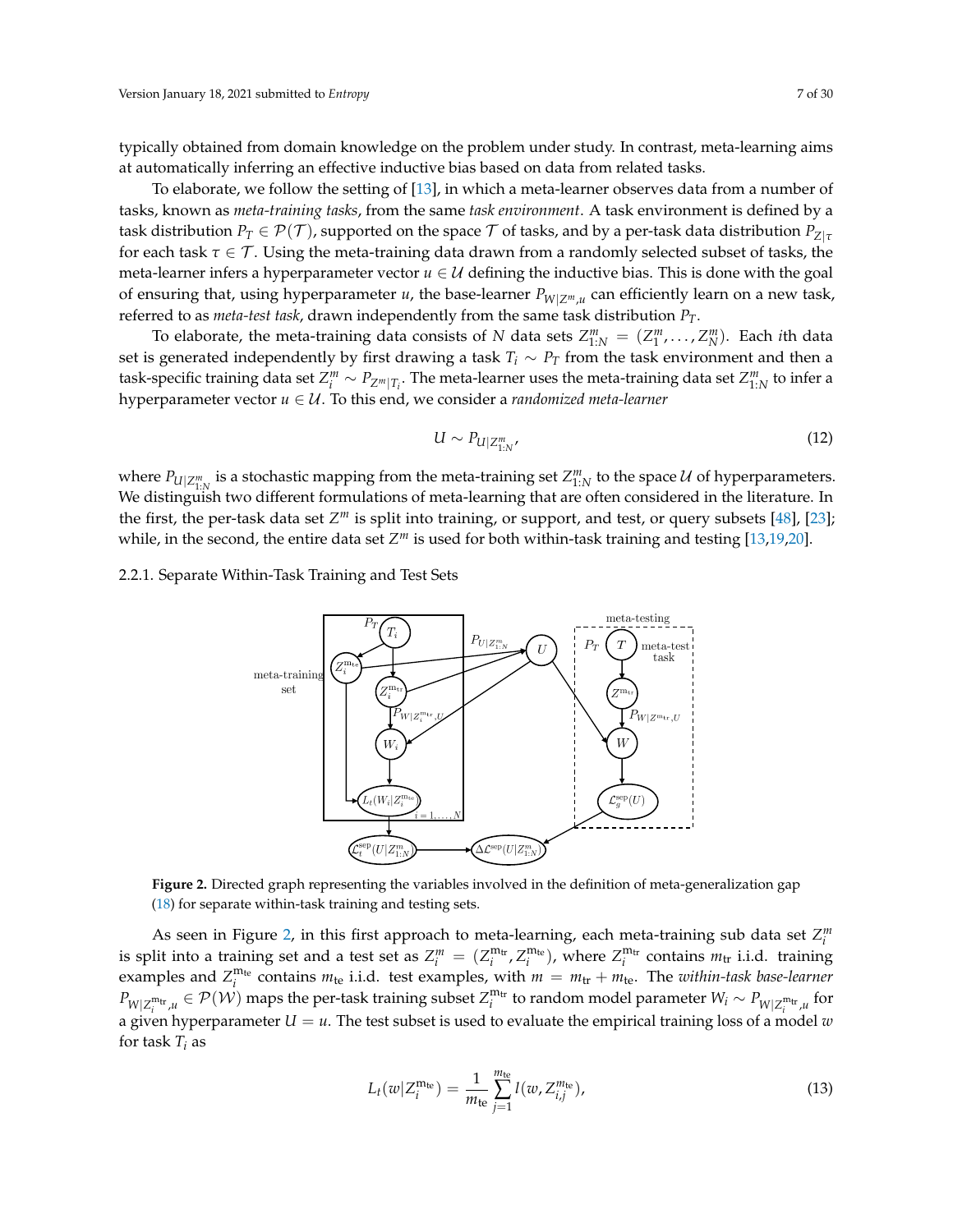typically obtained from domain knowledge on the problem under study. In contrast, meta-learning aims at automatically inferring an effective inductive bias based on data from related tasks.

To elaborate, we follow the setting of [13], in which a meta-learner observes data from a number of tasks, known as *meta-training tasks*, from the same *task environment*. A task environment is defined by a task distribution $P_T \in \mathcal{P}(\mathcal{T})$, supported on the space $\mathcal{T}$ of tasks, and by a per-task data distribution $P_{Z|\tau}$ for each task $\tau \in \mathcal{T}$. Using the meta-training data drawn from a randomly selected subset of tasks, the meta-learner infers a hyperparameter vector $u \in \mathcal{U}$ defining the inductive bias. This is done with the goal of ensuring that, using hyperparameter $u$, the base-learner $P_{W|Z^m,u}$ can efficiently learn on a new task, referred to as *meta-test task*, drawn independently from the same task distribution $P_T$.

To elaborate, the meta-training data consists of $N$ data sets $Z^m_{1:N} = (Z^m_1, \ldots, Z^m_N)$. Each $i$th data set is generated independently by first drawing a task $T_i \sim P_T$ from the task environment and then a task-specific training data set $Z^m_i \sim P_{Z^m|T_i}$. The meta-learner uses the meta-training data set $Z^m_{1:N}$ to infer a hyperparameter vector $u \in \mathcal{U}$. To this end, we consider a *randomized meta-learner*

$$U \sim P_{U|Z^m_{1:N}}, \tag{12}$$

where $P_{U|Z^m_{1:N}}$ is a stochastic mapping from the meta-training set $Z^m_{1:N}$ to the space $\mathcal{U}$ of hyperparameters. We distinguish two different formulations of meta-learning that are often considered in the literature. In the first, the per-task data set $Z^m$ is split into training, or support, and test, or query subsets [48], [23]; while, in the second, the entire data set $Z^m$ is used for both within-task training and testing [13,19,20].

### 2.2.1. Separate Within-Task Training and Test Sets

**Figure 2.** Directed graph representing the variables involved in the definition of meta-generalization gap (18) for separate within-task training and testing sets.

As seen in Figure 2, in this first approach to meta-learning, each meta-training sub data set $Z^m_i$ is split into a training set and a test set as $Z^m_i = (Z^{m_{\text{tr}}}_i, Z^{m_{\text{te}}}_i)$, where $Z^{m_{\text{tr}}}_i$ contains $m_{\text{tr}}$ i.i.d. training examples and $Z^{m_{\text{te}}}_i$ contains $m_{\text{te}}$ i.i.d. test examples, with $m = m_{\text{tr}} + m_{\text{te}}$. The *within-task base-learner* $P_{W|Z^{m_{\text{tr}}}_i,u} \in \mathcal{P}(\mathcal{W})$ maps the per-task training subset $Z^{m_{\text{tr}}}_i$ to random model parameter $W_i \sim P_{W|Z^{m_{\text{tr}}}_i,u}$ for a given hyperparameter $U = u$. The test subset is used to evaluate the empirical training loss of a model $w$ for task $T_i$ as

$$L_t(w|Z^{m_{\text{te}}}_i) = \frac{1}{m_{\text{te}}} \sum_{j=1}^{m_{\text{te}}} l(w, Z^{m_{\text{te}}}_{i,j}), \tag{13}$$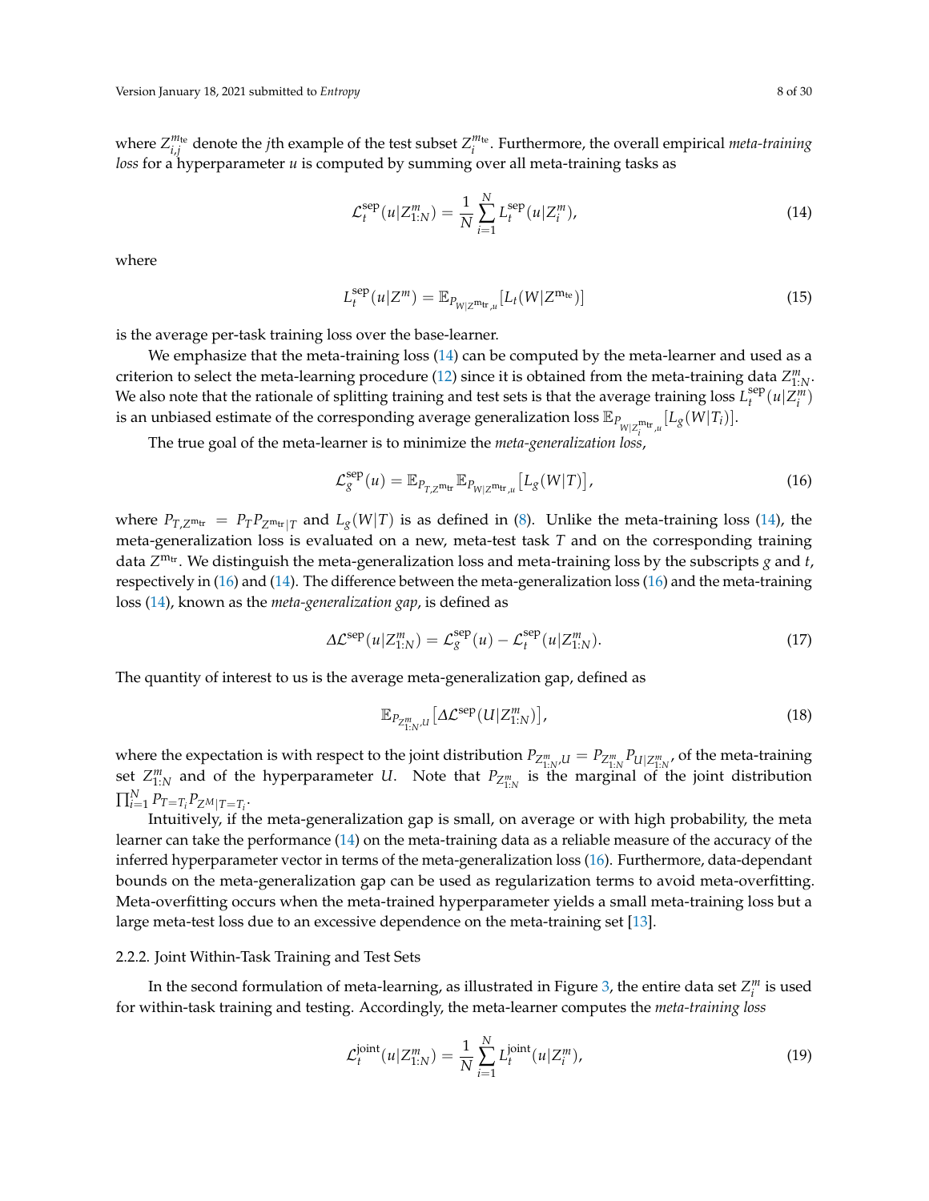where $Z^{m_{\mathrm{te}}}_{i,j}$ denote the $j$th example of the test subset $Z^{m_{\mathrm{te}}}_i$. Furthermore, the overall empirical *meta-training loss* for a hyperparameter $u$ is computed by summing over all meta-training tasks as

$$\mathcal{L}^{\mathrm{sep}}_t(u|Z^m_{1:N}) = \frac{1}{N}\sum_{i=1}^{N} L^{\mathrm{sep}}_t(u|Z^m_i), \tag{14}$$

where

$$L^{\mathrm{sep}}_t(u|Z^m) = \mathbb{E}_{P_{W|Z^{m_{\mathrm{tr}}},u}}[L_t(W|Z^{m_{\mathrm{te}}})] \tag{15}$$

is the average per-task training loss over the base-learner.

We emphasize that the meta-training loss (14) can be computed by the meta-learner and used as a criterion to select the meta-learning procedure (12) since it is obtained from the meta-training data $Z^m_{1:N}$. We also note that the rationale of splitting training and test sets is that the average training loss $L^{\mathrm{sep}}_t(u|Z^m_i)$ is an unbiased estimate of the corresponding average generalization loss $\mathbb{E}_{P_{W|Z^{m_{\mathrm{tr}}}_i,u}}[L_g(W|T_i)]$.

The true goal of the meta-learner is to minimize the *meta-generalization loss*,

$$\mathcal{L}^{\mathrm{sep}}_g(u) = \mathbb{E}_{P_{T,Z^{m_{\mathrm{tr}}}}}\mathbb{E}_{P_{W|Z^{m_{\mathrm{tr}}},u}}\big[L_g(W|T)\big], \tag{16}$$

where $P_{T,Z^{m_{\mathrm{tr}}}} = P_T P_{Z^{m_{\mathrm{tr}}}|T}$ and $L_g(W|T)$ is as defined in (8). Unlike the meta-training loss (14), the meta-generalization loss is evaluated on a new, meta-test task $T$ and on the corresponding training data $Z^{m_{\mathrm{tr}}}$. We distinguish the meta-generalization loss and meta-training loss by the subscripts $g$ and $t$, respectively in (16) and (14). The difference between the meta-generalization loss (16) and the meta-training loss (14), known as the *meta-generalization gap*, is defined as

$$\Delta\mathcal{L}^{\mathrm{sep}}(u|Z^m_{1:N}) = \mathcal{L}^{\mathrm{sep}}_g(u) - \mathcal{L}^{\mathrm{sep}}_t(u|Z^m_{1:N}). \tag{17}$$

The quantity of interest to us is the average meta-generalization gap, defined as

$$\mathbb{E}_{P_{Z^m_{1:N},U}}\big[\Delta\mathcal{L}^{\mathrm{sep}}(U|Z^m_{1:N})\big], \tag{18}$$

where the expectation is with respect to the joint distribution $P_{Z^m_{1:N},U} = P_{Z^m_{1:N}}P_{U|Z^m_{1:N}}$, of the meta-training set $Z^m_{1:N}$ and of the hyperparameter $U$. Note that $P_{Z^m_{1:N}}$ is the marginal of the joint distribution $\prod_{i=1}^{N} P_{T=T_i}P_{Z^M|T=T_i}$.

Intuitively, if the meta-generalization gap is small, on average or with high probability, the meta learner can take the performance (14) on the meta-training data as a reliable measure of the accuracy of the inferred hyperparameter vector in terms of the meta-generalization loss (16). Furthermore, data-dependant bounds on the meta-generalization gap can be used as regularization terms to avoid meta-overfitting. Meta-overfitting occurs when the meta-trained hyperparameter yields a small meta-training loss but a large meta-test loss due to an excessive dependence on the meta-training set [13].

#### 2.2.2. Joint Within-Task Training and Test Sets

In the second formulation of meta-learning, as illustrated in Figure 3, the entire data set $Z^m_i$ is used for within-task training and testing. Accordingly, the meta-learner computes the *meta-training loss*

$$\mathcal{L}^{\mathrm{joint}}_t(u|Z^m_{1:N}) = \frac{1}{N}\sum_{i=1}^{N} L^{\mathrm{joint}}_t(u|Z^m_i), \tag{19}$$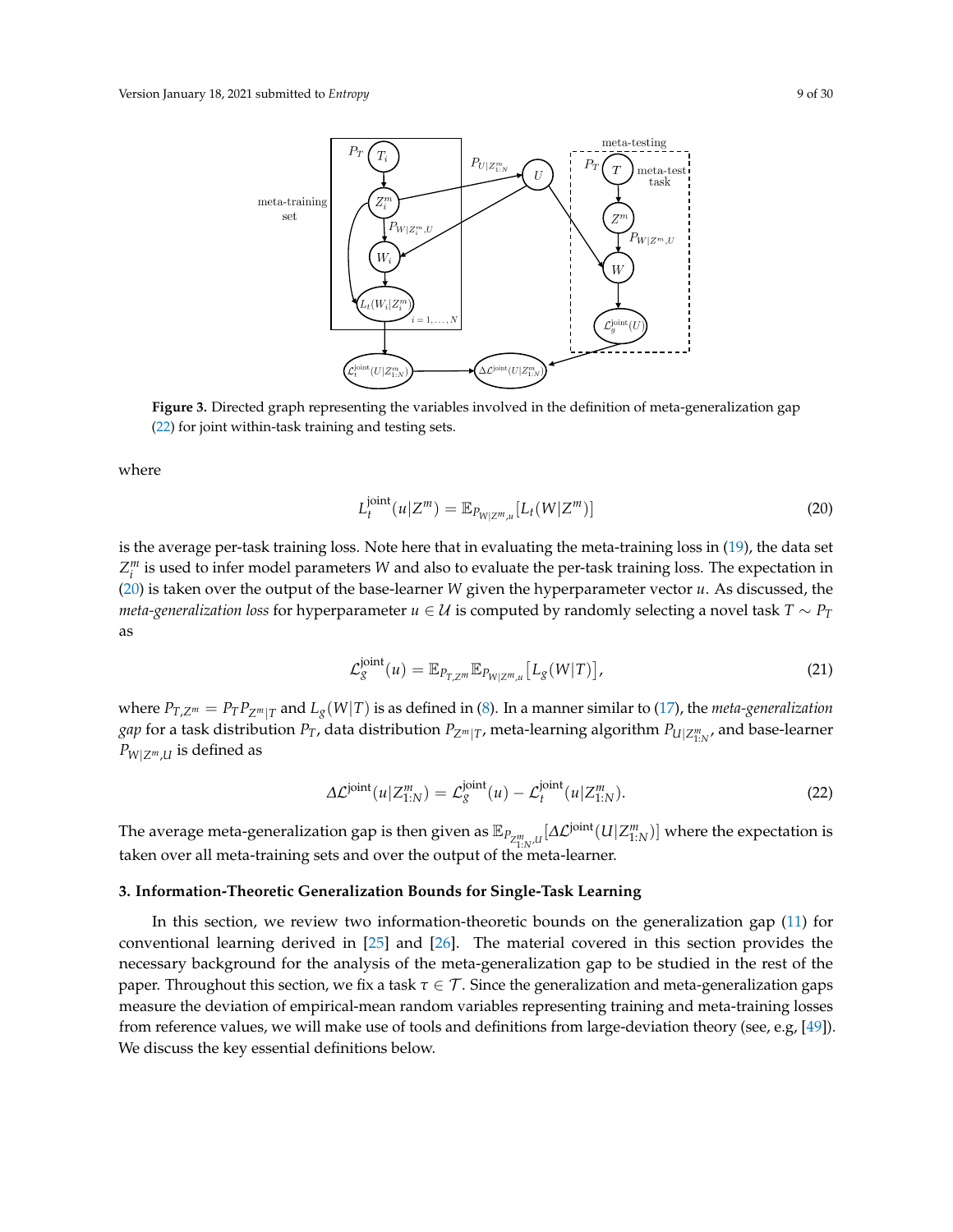**Figure 3.** Directed graph representing the variables involved in the definition of meta-generalization gap (22) for joint within-task training and testing sets.

where

$$L_t^{\text{joint}}(u|Z^m) = \mathbb{E}_{P_{W|Z^m,u}}[L_t(W|Z^m)] \tag{20}$$

is the average per-task training loss. Note here that in evaluating the meta-training loss in (19), the data set $Z_i^m$ is used to infer model parameters $W$ and also to evaluate the per-task training loss. The expectation in (20) is taken over the output of the base-learner $W$ given the hyperparameter vector $u$. As discussed, the *meta-generalization loss* for hyperparameter $u \in \mathcal{U}$ is computed by randomly selecting a novel task $T \sim P_T$ as

$$\mathcal{L}_g^{\text{joint}}(u) = \mathbb{E}_{P_{T,Z^m}} \mathbb{E}_{P_{W|Z^m,u}}\big[L_g(W|T)\big], \tag{21}$$

where $P_{T,Z^m} = P_T P_{Z^m|T}$ and $L_g(W|T)$ is as defined in (8). In a manner similar to (17), the *meta-generalization gap* for a task distribution $P_T$, data distribution $P_{Z^m|T}$, meta-learning algorithm $P_{U|Z_{1:N}^m}$, and base-learner $P_{W|Z^m,U}$ is defined as

$$\Delta\mathcal{L}^{\text{joint}}(u|Z_{1:N}^m) = \mathcal{L}_g^{\text{joint}}(u) - \mathcal{L}_t^{\text{joint}}(u|Z_{1:N}^m). \tag{22}$$

The average meta-generalization gap is then given as $\mathbb{E}_{P_{Z_{1:N}^m,U}}[\Delta\mathcal{L}^{\text{joint}}(U|Z_{1:N}^m)]$ where the expectation is taken over all meta-training sets and over the output of the meta-learner.

## 3. Information-Theoretic Generalization Bounds for Single-Task Learning

In this section, we review two information-theoretic bounds on the generalization gap (11) for conventional learning derived in [25] and [26]. The material covered in this section provides the necessary background for the analysis of the meta-generalization gap to be studied in the rest of the paper. Throughout this section, we fix a task $\tau \in \mathcal{T}$. Since the generalization and meta-generalization gaps measure the deviation of empirical-mean random variables representing training and meta-training losses from reference values, we will make use of tools and definitions from large-deviation theory (see, e.g, [49]). We discuss the key essential definitions below.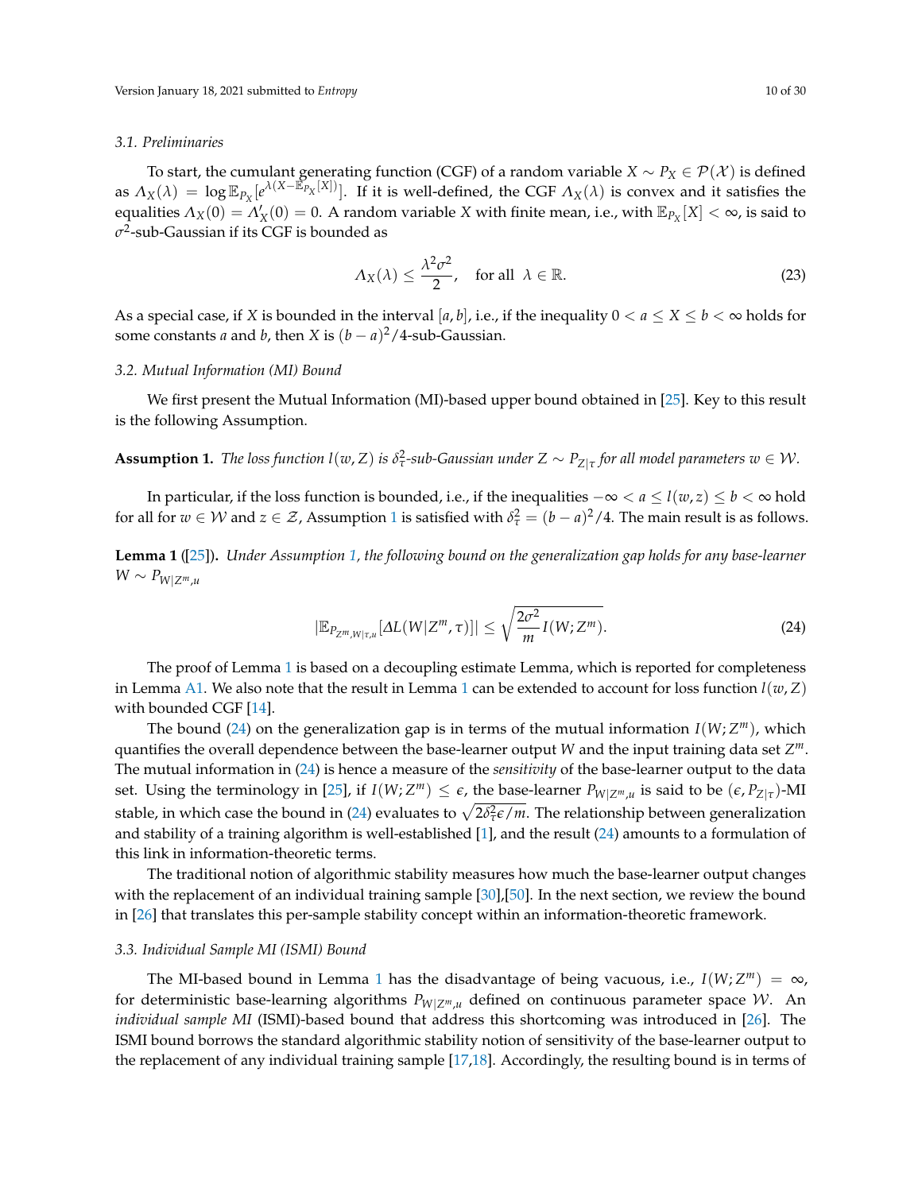### 3.1. Preliminaries

To start, the cumulant generating function (CGF) of a random variable $X \sim P_X \in \mathcal{P}(\mathcal{X})$ is defined as $\Lambda_X(\lambda) = \log \mathbb{E}_{P_X}[e^{\lambda(X - \mathbb{E}_{P_X}[X])}]$. If it is well-defined, the CGF $\Lambda_X(\lambda)$ is convex and it satisfies the equalities $\Lambda_X(0) = \Lambda'_X(0) = 0$. A random variable $X$ with finite mean, i.e., with $\mathbb{E}_{P_X}[X] < \infty$, is said to $\sigma^2$-sub-Gaussian if its CGF is bounded as

$$\Lambda_X(\lambda) \leq \frac{\lambda^2 \sigma^2}{2}, \quad \text{for all } \lambda \in \mathbb{R}. \tag{23}$$

As a special case, if $X$ is bounded in the interval $[a, b]$, i.e., if the inequality $0 < a \leq X \leq b < \infty$ holds for some constants $a$ and $b$, then $X$ is $(b-a)^2/4$-sub-Gaussian.

### 3.2. Mutual Information (MI) Bound

We first present the Mutual Information (MI)-based upper bound obtained in [25]. Key to this result is the following Assumption.

**Assumption 1.** *The loss function $l(w, Z)$ is $\delta_\tau^2$-sub-Gaussian under $Z \sim P_{Z|\tau}$ for all model parameters $w \in \mathcal{W}$.*

In particular, if the loss function is bounded, i.e., if the inequalities $-\infty < a \leq l(w, z) \leq b < \infty$ hold for all for $w \in \mathcal{W}$ and $z \in \mathcal{Z}$, Assumption 1 is satisfied with $\delta_\tau^2 = (b-a)^2/4$. The main result is as follows.

**Lemma 1** ([25]). *Under Assumption 1, the following bound on the generalization gap holds for any base-learner $W \sim P_{W|Z^m,u}$*

$$|\mathbb{E}_{P_{Z^m,W|\tau,u}}[\Delta L(W|Z^m, \tau)]| \leq \sqrt{\frac{2\sigma^2}{m} I(W; Z^m)}. \tag{24}$$

The proof of Lemma 1 is based on a decoupling estimate Lemma, which is reported for completeness in Lemma A1. We also note that the result in Lemma 1 can be extended to account for loss function $l(w, Z)$ with bounded CGF [14].

The bound (24) on the generalization gap is in terms of the mutual information $I(W; Z^m)$, which quantifies the overall dependence between the base-learner output $W$ and the input training data set $Z^m$. The mutual information in (24) is hence a measure of the *sensitivity* of the base-learner output to the data set. Using the terminology in [25], if $I(W; Z^m) \leq \epsilon$, the base-learner $P_{W|Z^m,u}$ is said to be $(\epsilon, P_{Z|\tau})$-MI stable, in which case the bound in (24) evaluates to $\sqrt{2\delta_\tau^2 \epsilon / m}$. The relationship between generalization and stability of a training algorithm is well-established [1], and the result (24) amounts to a formulation of this link in information-theoretic terms.

The traditional notion of algorithmic stability measures how much the base-learner output changes with the replacement of an individual training sample [30],[50]. In the next section, we review the bound in [26] that translates this per-sample stability concept within an information-theoretic framework.

### 3.3. Individual Sample MI (ISMI) Bound

The MI-based bound in Lemma 1 has the disadvantage of being vacuous, i.e., $I(W; Z^m) = \infty$, for deterministic base-learning algorithms $P_{W|Z^m,u}$ defined on continuous parameter space $\mathcal{W}$. An *individual sample MI* (ISMI)-based bound that address this shortcoming was introduced in [26]. The ISMI bound borrows the standard algorithmic stability notion of sensitivity of the base-learner output to the replacement of any individual training sample [17,18]. Accordingly, the resulting bound is in terms of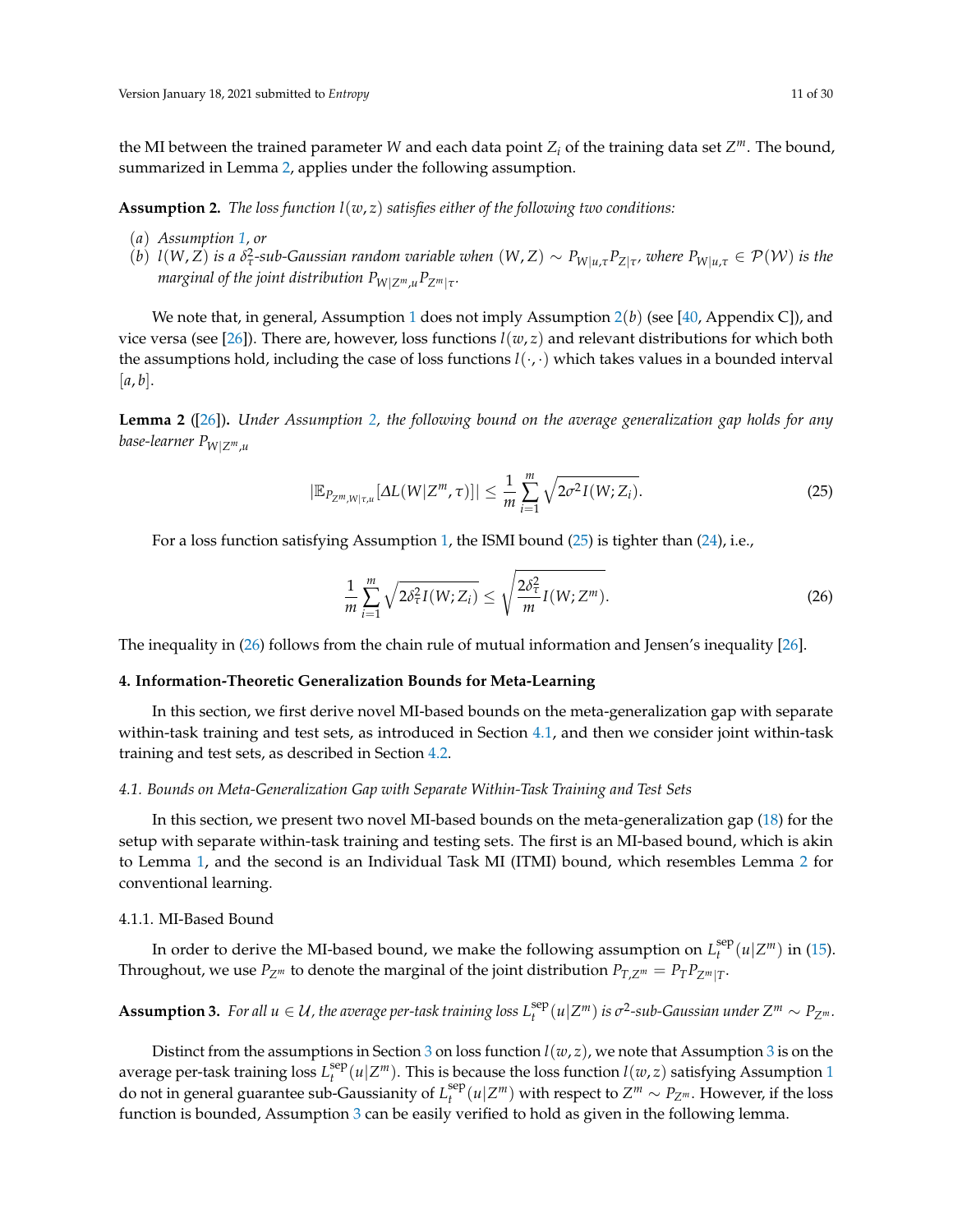the MI between the trained parameter $W$ and each data point $Z_i$ of the training data set $Z^m$. The bound, summarized in Lemma 2, applies under the following assumption.

**Assumption 2.** *The loss function $l(w,z)$ satisfies either of the following two conditions:*

*(a) Assumption 1, or*
*(b) $l(W,Z)$ is a $\delta_\tau^2$-sub-Gaussian random variable when $(W,Z) \sim P_{W|u,\tau} P_{Z|\tau}$, where $P_{W|u,\tau} \in \mathcal{P}(\mathcal{W})$ is the marginal of the joint distribution $P_{W|Z^m,u} P_{Z^m|\tau}$.*

We note that, in general, Assumption 1 does not imply Assumption 2$(b)$ (see [40, Appendix C]), and vice versa (see [26]). There are, however, loss functions $l(w,z)$ and relevant distributions for which both the assumptions hold, including the case of loss functions $l(\cdot,\cdot)$ which takes values in a bounded interval $[a,b]$.

**Lemma 2** ([26])**.** *Under Assumption 2, the following bound on the average generalization gap holds for any base-learner $P_{W|Z^m,u}$*

$$|\mathbb{E}_{P_{Z^m,W|\tau,u}}[\Delta L(W|Z^m,\tau)]| \leq \frac{1}{m}\sum_{i=1}^{m}\sqrt{2\sigma^2 I(W;Z_i)}. \tag{25}$$

For a loss function satisfying Assumption 1, the ISMI bound (25) is tighter than (24), i.e.,

$$\frac{1}{m}\sum_{i=1}^{m}\sqrt{2\delta_\tau^2 I(W;Z_i)} \leq \sqrt{\frac{2\delta_\tau^2}{m} I(W;Z^m)}. \tag{26}$$

The inequality in (26) follows from the chain rule of mutual information and Jensen's inequality [26].

## 4. Information-Theoretic Generalization Bounds for Meta-Learning

In this section, we first derive novel MI-based bounds on the meta-generalization gap with separate within-task training and test sets, as introduced in Section 4.1, and then we consider joint within-task training and test sets, as described in Section 4.2.

### 4.1. Bounds on Meta-Generalization Gap with Separate Within-Task Training and Test Sets

In this section, we present two novel MI-based bounds on the meta-generalization gap (18) for the setup with separate within-task training and testing sets. The first is an MI-based bound, which is akin to Lemma 1, and the second is an Individual Task MI (ITMI) bound, which resembles Lemma 2 for conventional learning.

#### 4.1.1. MI-Based Bound

In order to derive the MI-based bound, we make the following assumption on $L_t^{\text{sep}}(u|Z^m)$ in (15). Throughout, we use $P_{Z^m}$ to denote the marginal of the joint distribution $P_{T,Z^m} = P_T P_{Z^m|T}$.

**Assumption 3.** *For all $u \in \mathcal{U}$, the average per-task training loss $L_t^{\text{sep}}(u|Z^m)$ is $\sigma^2$-sub-Gaussian under $Z^m \sim P_{Z^m}$.*

Distinct from the assumptions in Section 3 on loss function $l(w,z)$, we note that Assumption 3 is on the average per-task training loss $L_t^{\text{sep}}(u|Z^m)$. This is because the loss function $l(w,z)$ satisfying Assumption 1 do not in general guarantee sub-Gaussianity of $L_t^{\text{sep}}(u|Z^m)$ with respect to $Z^m \sim P_{Z^m}$. However, if the loss function is bounded, Assumption 3 can be easily verified to hold as given in the following lemma.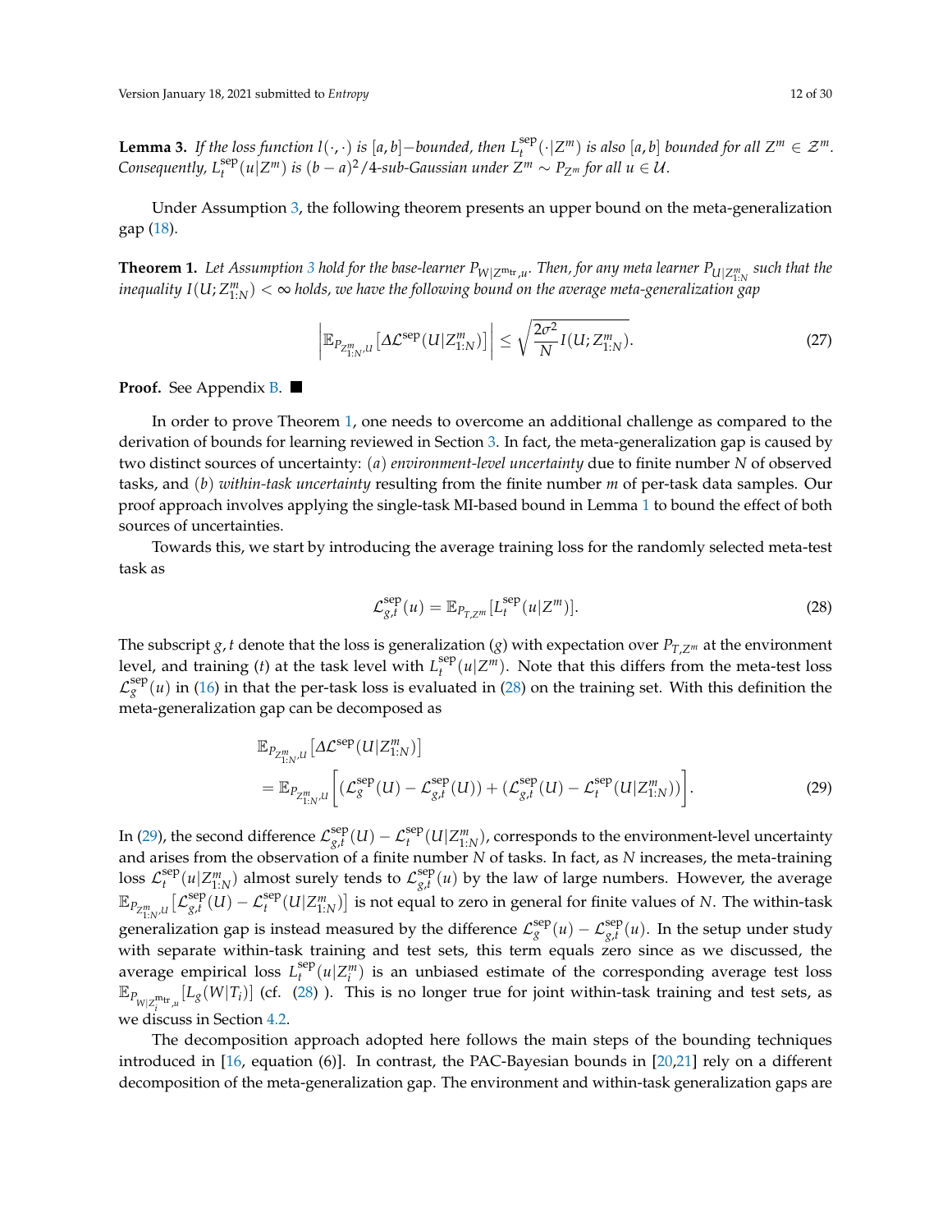**Lemma 3.** *If the loss function $l(\cdot,\cdot)$ is $[a,b]-$bounded, then $L_t^{\text{sep}}(\cdot|Z^m)$ is also $[a,b]$ bounded for all $Z^m \in \mathcal{Z}^m$. Consequently, $L_t^{\text{sep}}(u|Z^m)$ is $(b-a)^2/4$-sub-Gaussian under $Z^m \sim P_{Z^m}$ for all $u \in \mathcal{U}$.*

Under Assumption 3, the following theorem presents an upper bound on the meta-generalization gap (18).

**Theorem 1.** *Let Assumption 3 hold for the base-learner $P_{W|Z^{m_{\text{tr}}},u}$. Then, for any meta learner $P_{U|Z^m_{1:N}}$ such that the inequality $I(U;Z^m_{1:N}) < \infty$ holds, we have the following bound on the average meta-generalization gap*

$$\left|\mathbb{E}_{P_{Z^m_{1:N},U}}\left[\Delta\mathcal{L}^{\text{sep}}(U|Z^m_{1:N})\right]\right| \leq \sqrt{\frac{2\sigma^2}{N} I(U;Z^m_{1:N})}. \tag{27}$$

**Proof.** See Appendix B. ∎

In order to prove Theorem 1, one needs to overcome an additional challenge as compared to the derivation of bounds for learning reviewed in Section 3. In fact, the meta-generalization gap is caused by two distinct sources of uncertainty: *(a) environment-level uncertainty* due to finite number $N$ of observed tasks, and *(b) within-task uncertainty* resulting from the finite number $m$ of per-task data samples. Our proof approach involves applying the single-task MI-based bound in Lemma 1 to bound the effect of both sources of uncertainties.

Towards this, we start by introducing the average training loss for the randomly selected meta-test task as

$$\mathcal{L}_{g,t}^{\text{sep}}(u) = \mathbb{E}_{P_{T,Z^m}}[L_t^{\text{sep}}(u|Z^m)]. \tag{28}$$

The subscript $g,t$ denote that the loss is generalization ($g$) with expectation over $P_{T,Z^m}$ at the environment level, and training ($t$) at the task level with $L_t^{\text{sep}}(u|Z^m)$. Note that this differs from the meta-test loss $\mathcal{L}_g^{\text{sep}}(u)$ in (16) in that the per-task loss is evaluated in (28) on the training set. With this definition the meta-generalization gap can be decomposed as

$$\begin{aligned}
&\mathbb{E}_{P_{Z^m_{1:N},U}}\left[\Delta\mathcal{L}^{\text{sep}}(U|Z^m_{1:N})\right] \\
&= \mathbb{E}_{P_{Z^m_{1:N},U}}\left[(\mathcal{L}_g^{\text{sep}}(U) - \mathcal{L}_{g,t}^{\text{sep}}(U)) + (\mathcal{L}_{g,t}^{\text{sep}}(U) - \mathcal{L}_t^{\text{sep}}(U|Z^m_{1:N}))\right].
\end{aligned} \tag{29}$$

In (29), the second difference $\mathcal{L}_{g,t}^{\text{sep}}(U) - \mathcal{L}_t^{\text{sep}}(U|Z^m_{1:N})$, corresponds to the environment-level uncertainty and arises from the observation of a finite number $N$ of tasks. In fact, as $N$ increases, the meta-training loss $\mathcal{L}_t^{\text{sep}}(u|Z^m_{1:N})$ almost surely tends to $\mathcal{L}_{g,t}^{\text{sep}}(u)$ by the law of large numbers. However, the average $\mathbb{E}_{P_{Z^m_{1:N},U}}\left[\mathcal{L}_{g,t}^{\text{sep}}(U) - \mathcal{L}_t^{\text{sep}}(U|Z^m_{1:N})\right]$ is not equal to zero in general for finite values of $N$. The within-task generalization gap is instead measured by the difference $\mathcal{L}_g^{\text{sep}}(u) - \mathcal{L}_{g,t}^{\text{sep}}(u)$. In the setup under study with separate within-task training and test sets, this term equals zero since as we discussed, the average empirical loss $L_t^{\text{sep}}(u|Z_i^m)$ is an unbiased estimate of the corresponding average test loss $\mathbb{E}_{P_{W|Z_i^{m_{\text{tr}}},u}}[L_g(W|T_i)]$ (cf. (28) ). This is no longer true for joint within-task training and test sets, as we discuss in Section 4.2.

The decomposition approach adopted here follows the main steps of the bounding techniques introduced in [16, equation (6)]. In contrast, the PAC-Bayesian bounds in [20,21] rely on a different decomposition of the meta-generalization gap. The environment and within-task generalization gaps are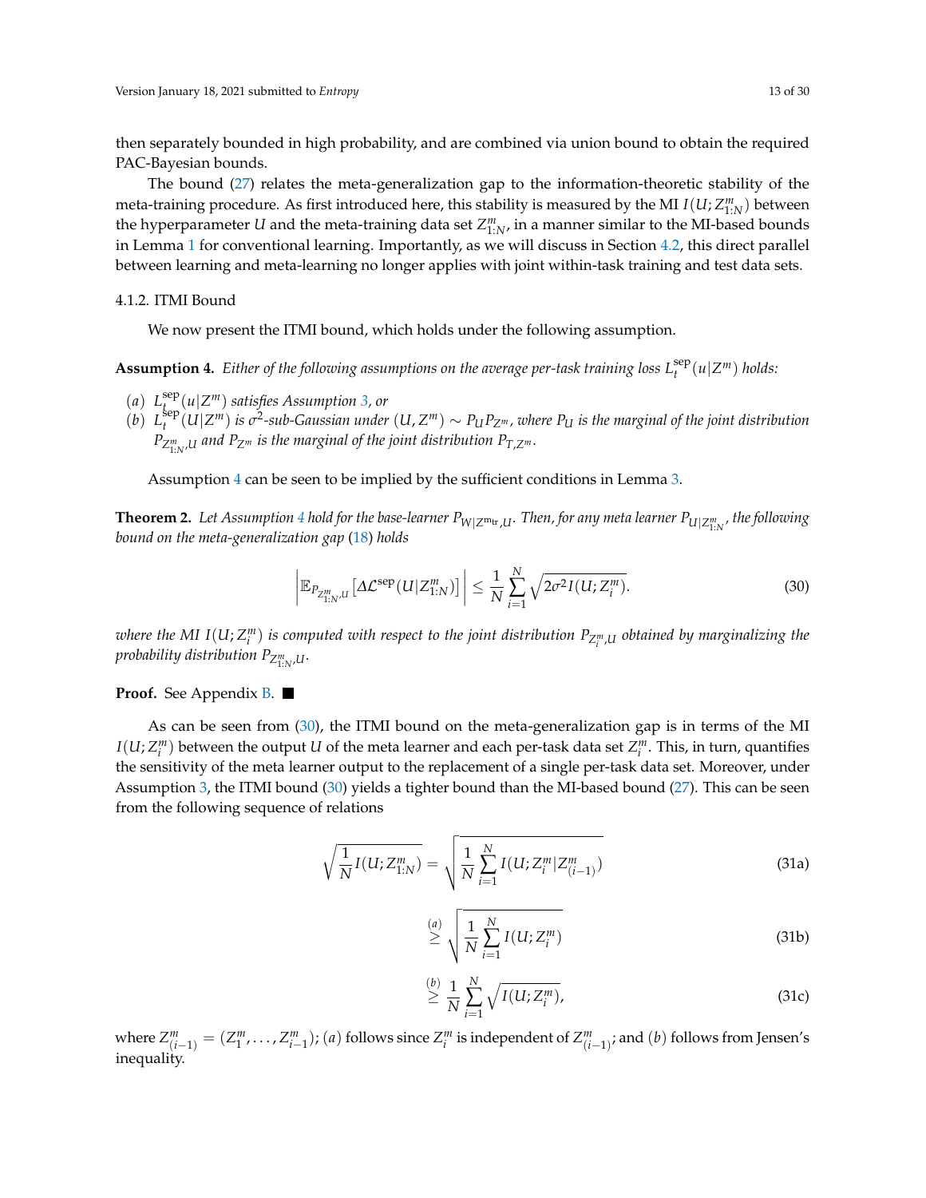then separately bounded in high probability, and are combined via union bound to obtain the required PAC-Bayesian bounds.

The bound (27) relates the meta-generalization gap to the information-theoretic stability of the meta-training procedure. As first introduced here, this stability is measured by the MI $I(U; Z^m_{1:N})$ between the hyperparameter $U$ and the meta-training data set $Z^m_{1:N}$, in a manner similar to the MI-based bounds in Lemma 1 for conventional learning. Importantly, as we will discuss in Section 4.2, this direct parallel between learning and meta-learning no longer applies with joint within-task training and test data sets.

#### 4.1.2. ITMI Bound

We now present the ITMI bound, which holds under the following assumption.

**Assumption 4.** *Either of the following assumptions on the average per-task training loss $L^{\text{sep}}_t(u|Z^m)$ holds:*

*(a) $L^{\text{sep}}_t(u|Z^m)$ satisfies Assumption 3, or*
*(b) $L^{\text{sep}}_t(U|Z^m)$ is $\sigma^2$-sub-Gaussian under $(U, Z^m) \sim P_U P_{Z^m}$, where $P_U$ is the marginal of the joint distribution $P_{Z^m_{1:N}, U}$ and $P_{Z^m}$ is the marginal of the joint distribution $P_{T, Z^m}$.*

Assumption 4 can be seen to be implied by the sufficient conditions in Lemma 3.

**Theorem 2.** *Let Assumption 4 hold for the base-learner $P_{W|Z^{m\text{tr}}, U}$. Then, for any meta learner $P_{U|Z^m_{1:N}}$, the following bound on the meta-generalization gap (18) holds*

$$\left| \mathbb{E}_{P_{Z^m_{1:N}, U}} \left[ \Delta \mathcal{L}^{\text{sep}}(U|Z^m_{1:N}) \right] \right| \leq \frac{1}{N} \sum_{i=1}^{N} \sqrt{2\sigma^2 I(U; Z^m_i)}. \tag{30}$$

*where the MI $I(U; Z^m_i)$ is computed with respect to the joint distribution $P_{Z^m_i, U}$ obtained by marginalizing the probability distribution $P_{Z^m_{1:N}, U}$.*

**Proof.** See Appendix B. ■

As can be seen from (30), the ITMI bound on the meta-generalization gap is in terms of the MI $I(U; Z^m_i)$ between the output $U$ of the meta learner and each per-task data set $Z^m_i$. This, in turn, quantifies the sensitivity of the meta learner output to the replacement of a single per-task data set. Moreover, under Assumption 3, the ITMI bound (30) yields a tighter bound than the MI-based bound (27). This can be seen from the following sequence of relations

$$\sqrt{\frac{1}{N} I(U; Z^m_{1:N})} = \sqrt{\frac{1}{N} \sum_{i=1}^{N} I(U; Z^m_i | Z^m_{(i-1)})} \tag{31a}$$

$$\stackrel{(a)}{\geq} \sqrt{\frac{1}{N} \sum_{i=1}^{N} I(U; Z^m_i)} \tag{31b}$$

$$\stackrel{(b)}{\geq} \frac{1}{N} \sum_{i=1}^{N} \sqrt{I(U; Z^m_i)}, \tag{31c}$$

where $Z^m_{(i-1)} = (Z^m_1, \ldots, Z^m_{i-1})$; $(a)$ follows since $Z^m_i$ is independent of $Z^m_{(i-1)}$; and $(b)$ follows from Jensen's inequality.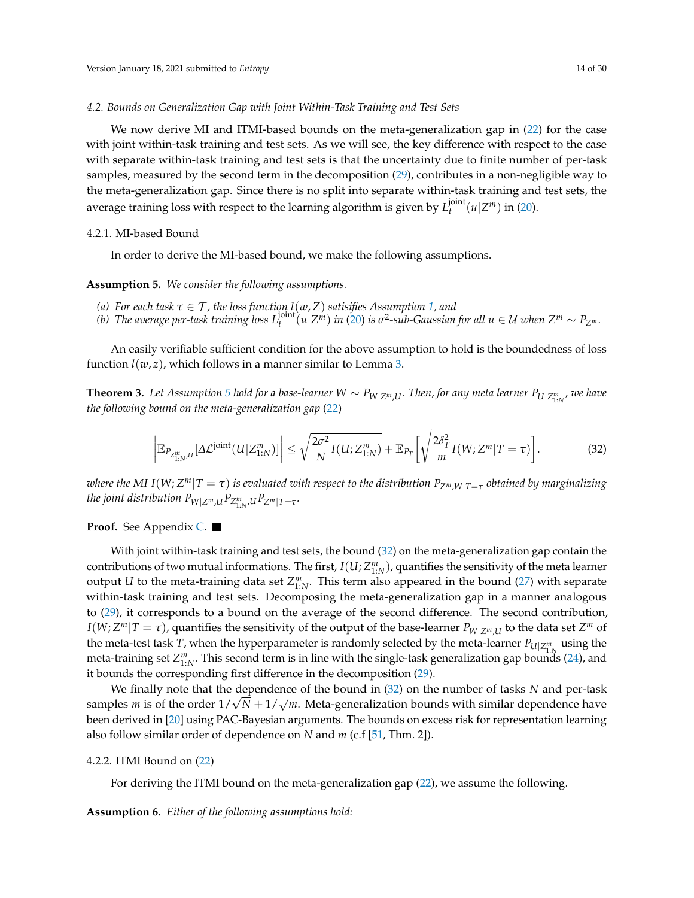### 4.2. Bounds on Generalization Gap with Joint Within-Task Training and Test Sets

We now derive MI and ITMI-based bounds on the meta-generalization gap in (22) for the case with joint within-task training and test sets. As we will see, the key difference with respect to the case with separate within-task training and test sets is that the uncertainty due to finite number of per-task samples, measured by the second term in the decomposition (29), contributes in a non-negligible way to the meta-generalization gap. Since there is no split into separate within-task training and test sets, the average training loss with respect to the learning algorithm is given by $L_t^{\text{joint}}(u|Z^m)$ in (20).

#### 4.2.1. MI-based Bound

In order to derive the MI-based bound, we make the following assumptions.

**Assumption 5.** *We consider the following assumptions.*

*(a) For each task $\tau \in \mathcal{T}$, the loss function $l(w, Z)$ satisfies Assumption 1, and*
*(b) The average per-task training loss $L_t^{\text{joint}}(u|Z^m)$ in (20) is $\sigma^2$-sub-Gaussian for all $u \in \mathcal{U}$ when $Z^m \sim P_{Z^m}$.*

An easily verifiable sufficient condition for the above assumption to hold is the boundedness of loss function $l(w, z)$, which follows in a manner similar to Lemma 3.

**Theorem 3.** *Let Assumption 5 hold for a base-learner $W \sim P_{W|Z^m,U}$. Then, for any meta learner $P_{U|Z^m_{1:N}}$, we have the following bound on the meta-generalization gap (22)*

$$\left|\mathbb{E}_{P_{Z^m_{1:N},U}}[\Delta\mathcal{L}^{\text{joint}}(U|Z^m_{1:N})]\right| \leq \sqrt{\frac{2\sigma^2}{N} I(U; Z^m_{1:N})} + \mathbb{E}_{P_T}\left[\sqrt{\frac{2\delta_T^2}{m} I(W; Z^m|T=\tau)}\right]. \tag{32}$$

*where the MI $I(W; Z^m|T=\tau)$ is evaluated with respect to the distribution $P_{Z^m,W|T=\tau}$ obtained by marginalizing the joint distribution $P_{W|Z^m,U} P_{Z^m_{1:N},U} P_{Z^m|T=\tau}$.*

**Proof.** See Appendix C. ∎

With joint within-task training and test sets, the bound (32) on the meta-generalization gap contain the contributions of two mutual informations. The first, $I(U; Z^m_{1:N})$, quantifies the sensitivity of the meta learner output $U$ to the meta-training data set $Z^m_{1:N}$. This term also appeared in the bound (27) with separate within-task training and test sets. Decomposing the meta-generalization gap in a manner analogous to (29), it corresponds to a bound on the average of the second difference. The second contribution, $I(W; Z^m|T=\tau)$, quantifies the sensitivity of the output of the base-learner $P_{W|Z^m,U}$ to the data set $Z^m$ of the meta-test task $T$, when the hyperparameter is randomly selected by the meta-learner $P_{U|Z^m_{1:N}}$ using the meta-training set $Z^m_{1:N}$. This second term is in line with the single-task generalization gap bounds (24), and it bounds the corresponding first difference in the decomposition (29).

We finally note that the dependence of the bound in (32) on the number of tasks $N$ and per-task samples $m$ is of the order $1/\sqrt{N} + 1/\sqrt{m}$. Meta-generalization bounds with similar dependence have been derived in [20] using PAC-Bayesian arguments. The bounds on excess risk for representation learning also follow similar order of dependence on $N$ and $m$ (c.f [51, Thm. 2]).

#### 4.2.2. ITMI Bound on (22)

For deriving the ITMI bound on the meta-generalization gap (22), we assume the following.

**Assumption 6.** *Either of the following assumptions hold:*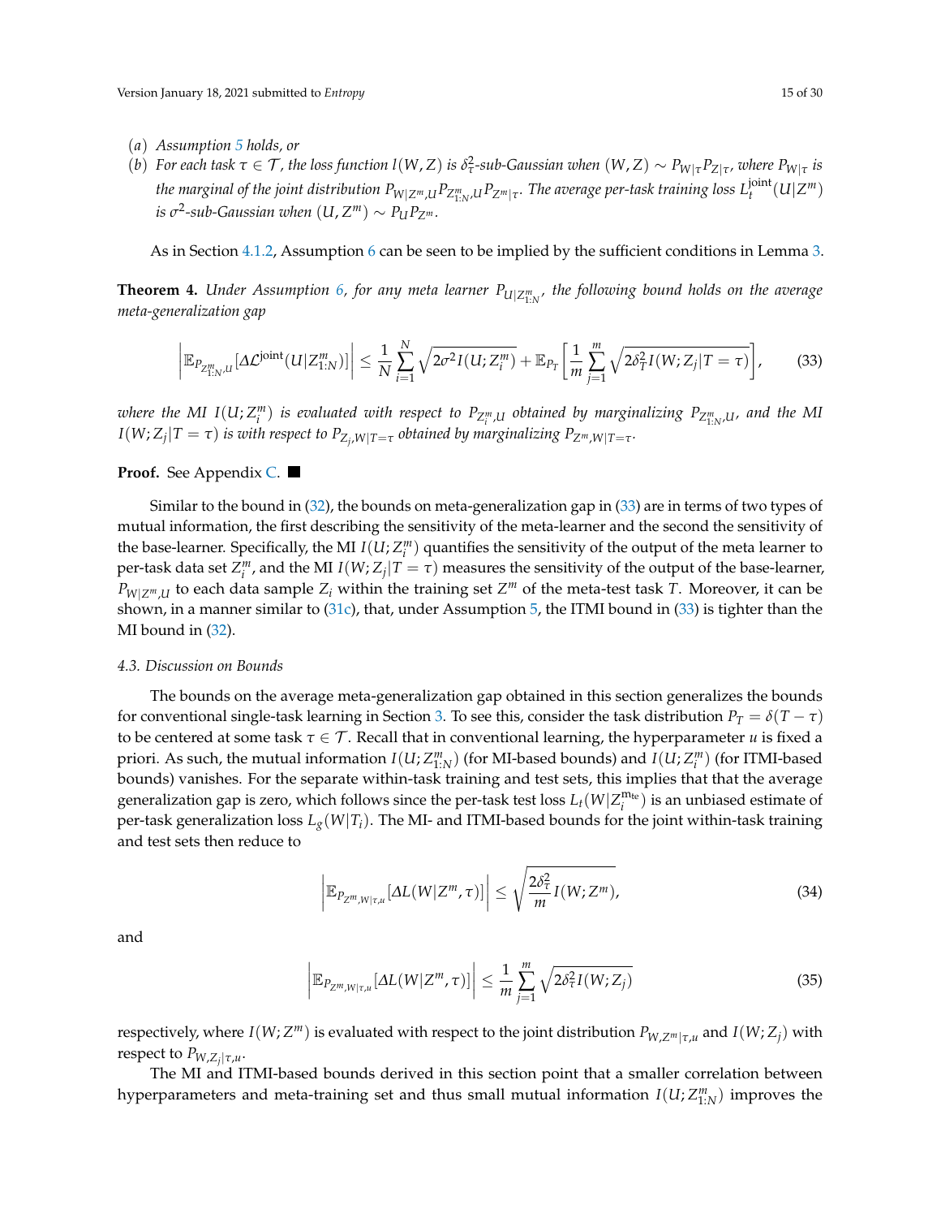(a) *Assumption 5 holds, or*

(b) *For each task $\tau \in \mathcal{T}$, the loss function $l(W,Z)$ is $\delta_\tau^2$-sub-Gaussian when $(W,Z) \sim P_{W|\tau}P_{Z|\tau}$, where $P_{W|\tau}$ is the marginal of the joint distribution $P_{W|Z^m,U}P_{Z^m_{1:N},U}P_{Z^m|\tau}$. The average per-task training loss $L_t^{\text{joint}}(U|Z^m)$ is $\sigma^2$-sub-Gaussian when $(U,Z^m) \sim P_U P_{Z^m}$.*

As in Section 4.1.2, Assumption 6 can be seen to be implied by the sufficient conditions in Lemma 3.

**Theorem 4.** *Under Assumption 6, for any meta learner $P_{U|Z^m_{1:N}}$, the following bound holds on the average meta-generalization gap*

$$
\left|\mathbb{E}_{P_{Z^m_{1:N},U}}[\Delta\mathcal{L}^{\text{joint}}(U|Z^m_{1:N})]\right| \leq \frac{1}{N}\sum_{i=1}^{N}\sqrt{2\sigma^2 I(U;Z_i^m)} + \mathbb{E}_{P_T}\left[\frac{1}{m}\sum_{j=1}^{m}\sqrt{2\delta_T^2 I(W;Z_j|T=\tau)}\right], \tag{33}
$$

*where the MI $I(U;Z_i^m)$ is evaluated with respect to $P_{Z_i^m,U}$ obtained by marginalizing $P_{Z^m_{1:N},U}$, and the MI $I(W;Z_j|T=\tau)$ is with respect to $P_{Z_j,W|T=\tau}$ obtained by marginalizing $P_{Z^m,W|T=\tau}$.*

**Proof.** See Appendix C. ■

Similar to the bound in (32), the bounds on meta-generalization gap in (33) are in terms of two types of mutual information, the first describing the sensitivity of the meta-learner and the second the sensitivity of the base-learner. Specifically, the MI $I(U;Z_i^m)$ quantifies the sensitivity of the output of the meta learner to per-task data set $Z_i^m$, and the MI $I(W;Z_j|T=\tau)$ measures the sensitivity of the output of the base-learner, $P_{W|Z^m,U}$ to each data sample $Z_i$ within the training set $Z^m$ of the meta-test task $T$. Moreover, it can be shown, in a manner similar to (31c), that, under Assumption 5, the ITMI bound in (33) is tighter than the MI bound in (32).

### 4.3. Discussion on Bounds

The bounds on the average meta-generalization gap obtained in this section generalizes the bounds for conventional single-task learning in Section 3. To see this, consider the task distribution $P_T = \delta(T-\tau)$ to be centered at some task $\tau \in \mathcal{T}$. Recall that in conventional learning, the hyperparameter $u$ is fixed a priori. As such, the mutual information $I(U;Z^m_{1:N})$ (for MI-based bounds) and $I(U;Z_i^m)$ (for ITMI-based bounds) vanishes. For the separate within-task training and test sets, this implies that the average generalization gap is zero, which follows since the per-task test loss $L_t(W|Z_i^{m_{\text{te}}})$ is an unbiased estimate of per-task generalization loss $L_g(W|T_i)$. The MI- and ITMI-based bounds for the joint within-task training and test sets then reduce to

$$
\left|\mathbb{E}_{P_{Z^m,W|\tau,u}}[\Delta L(W|Z^m,\tau)]\right| \leq \sqrt{\frac{2\delta_\tau^2}{m}I(W;Z^m)}, \tag{34}
$$

and

$$
\left|\mathbb{E}_{P_{Z^m,W|\tau,u}}[\Delta L(W|Z^m,\tau)]\right| \leq \frac{1}{m}\sum_{j=1}^{m}\sqrt{2\delta_\tau^2 I(W;Z_j)} \tag{35}
$$

respectively, where $I(W;Z^m)$ is evaluated with respect to the joint distribution $P_{W,Z^m|\tau,u}$ and $I(W;Z_j)$ with respect to $P_{W,Z_j|\tau,u}$.

The MI and ITMI-based bounds derived in this section point that a smaller correlation between hyperparameters and meta-training set and thus small mutual information $I(U;Z^m_{1:N})$ improves the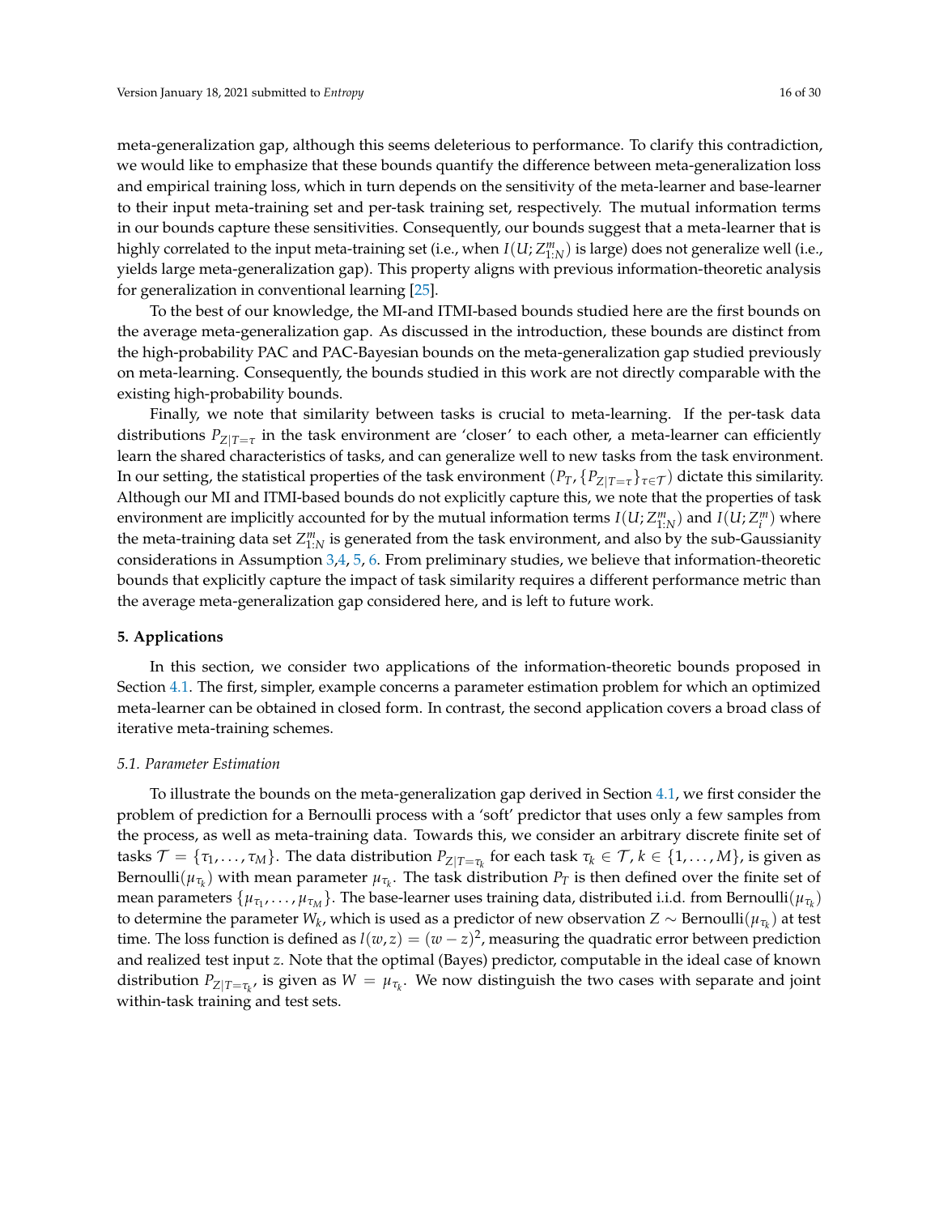meta-generalization gap, although this seems deleterious to performance. To clarify this contradiction, we would like to emphasize that these bounds quantify the difference between meta-generalization loss and empirical training loss, which in turn depends on the sensitivity of the meta-learner and base-learner to their input meta-training set and per-task training set, respectively. The mutual information terms in our bounds capture these sensitivities. Consequently, our bounds suggest that a meta-learner that is highly correlated to the input meta-training set (i.e., when $I(U;Z^m_{1:N})$ is large) does not generalize well (i.e., yields large meta-generalization gap). This property aligns with previous information-theoretic analysis for generalization in conventional learning [25].

To the best of our knowledge, the MI-and ITMI-based bounds studied here are the first bounds on the average meta-generalization gap. As discussed in the introduction, these bounds are distinct from the high-probability PAC and PAC-Bayesian bounds on the meta-generalization gap studied previously on meta-learning. Consequently, the bounds studied in this work are not directly comparable with the existing high-probability bounds.

Finally, we note that similarity between tasks is crucial to meta-learning. If the per-task data distributions $P_{Z|T=\tau}$ in the task environment are 'closer' to each other, a meta-learner can efficiently learn the shared characteristics of tasks, and can generalize well to new tasks from the task environment. In our setting, the statistical properties of the task environment $(P_T, \{P_{Z|T=\tau}\}_{\tau \in \mathcal{T}})$ dictate this similarity. Although our MI and ITMI-based bounds do not explicitly capture this, we note that the properties of task environment are implicitly accounted for by the mutual information terms $I(U;Z^m_{1:N})$ and $I(U;Z^m_i)$ where the meta-training data set $Z^m_{1:N}$ is generated from the task environment, and also by the sub-Gaussianity considerations in Assumption 3,4, 5, 6. From preliminary studies, we believe that information-theoretic bounds that explicitly capture the impact of task similarity requires a different performance metric than the average meta-generalization gap considered here, and is left to future work.

## 5. Applications

In this section, we consider two applications of the information-theoretic bounds proposed in Section 4.1. The first, simpler, example concerns a parameter estimation problem for which an optimized meta-learner can be obtained in closed form. In contrast, the second application covers a broad class of iterative meta-training schemes.

### 5.1. Parameter Estimation

To illustrate the bounds on the meta-generalization gap derived in Section 4.1, we first consider the problem of prediction for a Bernoulli process with a 'soft' predictor that uses only a few samples from the process, as well as meta-training data. Towards this, we consider an arbitrary discrete finite set of tasks $\mathcal{T} = \{\tau_1, \ldots, \tau_M\}$. The data distribution $P_{Z|T=\tau_k}$ for each task $\tau_k \in \mathcal{T}$, $k \in \{1, \ldots, M\}$, is given as Bernoulli$(\mu_{\tau_k})$ with mean parameter $\mu_{\tau_k}$. The task distribution $P_T$ is then defined over the finite set of mean parameters $\{\mu_{\tau_1}, \ldots, \mu_{\tau_M}\}$. The base-learner uses training data, distributed i.i.d. from Bernoulli$(\mu_{\tau_k})$ to determine the parameter $W_k$, which is used as a predictor of new observation $Z \sim$ Bernoulli$(\mu_{\tau_k})$ at test time. The loss function is defined as $l(w,z) = (w-z)^2$, measuring the quadratic error between prediction and realized test input $z$. Note that the optimal (Bayes) predictor, computable in the ideal case of known distribution $P_{Z|T=\tau_k}$, is given as $W = \mu_{\tau_k}$. We now distinguish the two cases with separate and joint within-task training and test sets.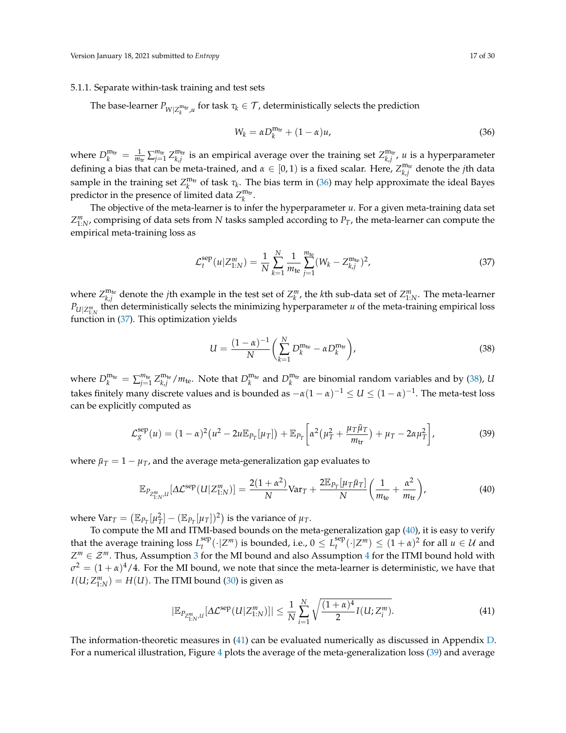#### 5.1.1. Separate within-task training and test sets

The base-learner $P_{W|Z_k^{m_{\text{tr}}},u}$ for task $\tau_k \in \mathcal{T}$, deterministically selects the prediction

$$W_k = \alpha D_k^{m_{\text{tr}}} + (1-\alpha)u, \tag{36}$$

where $D_k^{m_{\text{tr}}} = \frac{1}{m_{\text{tr}}}\sum_{j=1}^{m_{\text{tr}}} Z_{k,j}^{m_{\text{tr}}}$ is an empirical average over the training set $Z_{k,j}^{m_{\text{tr}}}$, $u$ is a hyperparameter defining a bias that can be meta-trained, and $\alpha \in [0,1)$ is a fixed scalar. Here, $Z_{k,j}^{m_{\text{tr}}}$ denote the $j$th data sample in the training set $Z_k^{m_{\text{tr}}}$ of task $\tau_k$. The bias term in (36) may help approximate the ideal Bayes predictor in the presence of limited data $Z_k^{m_{\text{tr}}}$.

The objective of the meta-learner is to infer the hyperparameter $u$. For a given meta-training data set $Z_{1:N}^m$, comprising of data sets from $N$ tasks sampled according to $P_T$, the meta-learner can compute the empirical meta-training loss as

$$\mathcal{L}_t^{\text{sep}}(u|Z_{1:N}^m) = \frac{1}{N}\sum_{k=1}^{N}\frac{1}{m_{\text{te}}}\sum_{j=1}^{m_{\text{te}}}(W_k - Z_{k,j}^{m_{\text{te}}})^2, \tag{37}$$

where $Z_{k,j}^{m_{\text{te}}}$ denote the $j$th example in the test set of $Z_k^m$, the $k$th sub-data set of $Z_{1:N}^m$. The meta-learner $P_{U|Z_{1:N}^m}$ then deterministically selects the minimizing hyperparameter $u$ of the meta-training empirical loss function in (37). This optimization yields

$$U = \frac{(1-\alpha)^{-1}}{N}\left(\sum_{k=1}^{N} D_k^{m_{\text{te}}} - \alpha D_k^{m_{\text{tr}}}\right), \tag{38}$$

where $D_k^{m_{\text{te}}} = \sum_{j=1}^{m_{\text{te}}} Z_{k,j}^{m_{\text{te}}}/m_{\text{te}}$. Note that $D_k^{m_{\text{te}}}$ and $D_k^{m_{\text{tr}}}$ are binomial random variables and by (38), $U$ takes finitely many discrete values and is bounded as $-\alpha(1-\alpha)^{-1} \leq U \leq (1-\alpha)^{-1}$. The meta-test loss can be explicitly computed as

$$\mathcal{L}_g^{\text{sep}}(u) = (1-\alpha)^2\left(u^2 - 2u\mathbb{E}_{P_T}[\mu_T]\right) + \mathbb{E}_{P_T}\left[\alpha^2\left(\mu_T^2 + \frac{\mu_T\bar{\mu}_T}{m_{\text{tr}}}\right) + \mu_T - 2\alpha\mu_T^2\right], \tag{39}$$

where $\bar{\mu}_T = 1 - \mu_T$, and the average meta-generalization gap evaluates to

$$\mathbb{E}_{P_{Z_{1:N}^m,U}}[\Delta\mathcal{L}^{\text{sep}}(U|Z_{1:N}^m)] = \frac{2(1+\alpha^2)}{N}\text{Var}_T + \frac{2\mathbb{E}_{P_T}[\mu_T\bar{\mu}_T]}{N}\left(\frac{1}{m_{\text{te}}} + \frac{\alpha^2}{m_{\text{tr}}}\right), \tag{40}$$

where $\text{Var}_T = \left(\mathbb{E}_{P_T}[\mu_T^2] - (\mathbb{E}_{P_T}[\mu_T])^2\right)$ is the variance of $\mu_T$.

To compute the MI and ITMI-based bounds on the meta-generalization gap (40), it is easy to verify that the average training loss $L_t^{\text{sep}}(\cdot|Z^m)$ is bounded, i.e., $0 \leq L_t^{\text{sep}}(\cdot|Z^m) \leq (1+\alpha)^2$ for all $u \in \mathcal{U}$ and $Z^m \in \mathcal{Z}^m$. Thus, Assumption 3 for the MI bound and also Assumption 4 for the ITMI bound hold with $\sigma^2 = (1+\alpha)^4/4$. For the MI bound, we note that since the meta-learner is deterministic, we have that $I(U;Z_{1:N}^m) = H(U)$. The ITMI bound (30) is given as

$$|\mathbb{E}_{P_{Z_{1:N}^m,U}}[\Delta\mathcal{L}^{\text{sep}}(U|Z_{1:N}^m)]| \leq \frac{1}{N}\sum_{i=1}^{N}\sqrt{\frac{(1+\alpha)^4}{2}I(U;Z_i^m)}. \tag{41}$$

The information-theoretic measures in (41) can be evaluated numerically as discussed in Appendix D. For a numerical illustration, Figure 4 plots the average of the meta-generalization loss (39) and average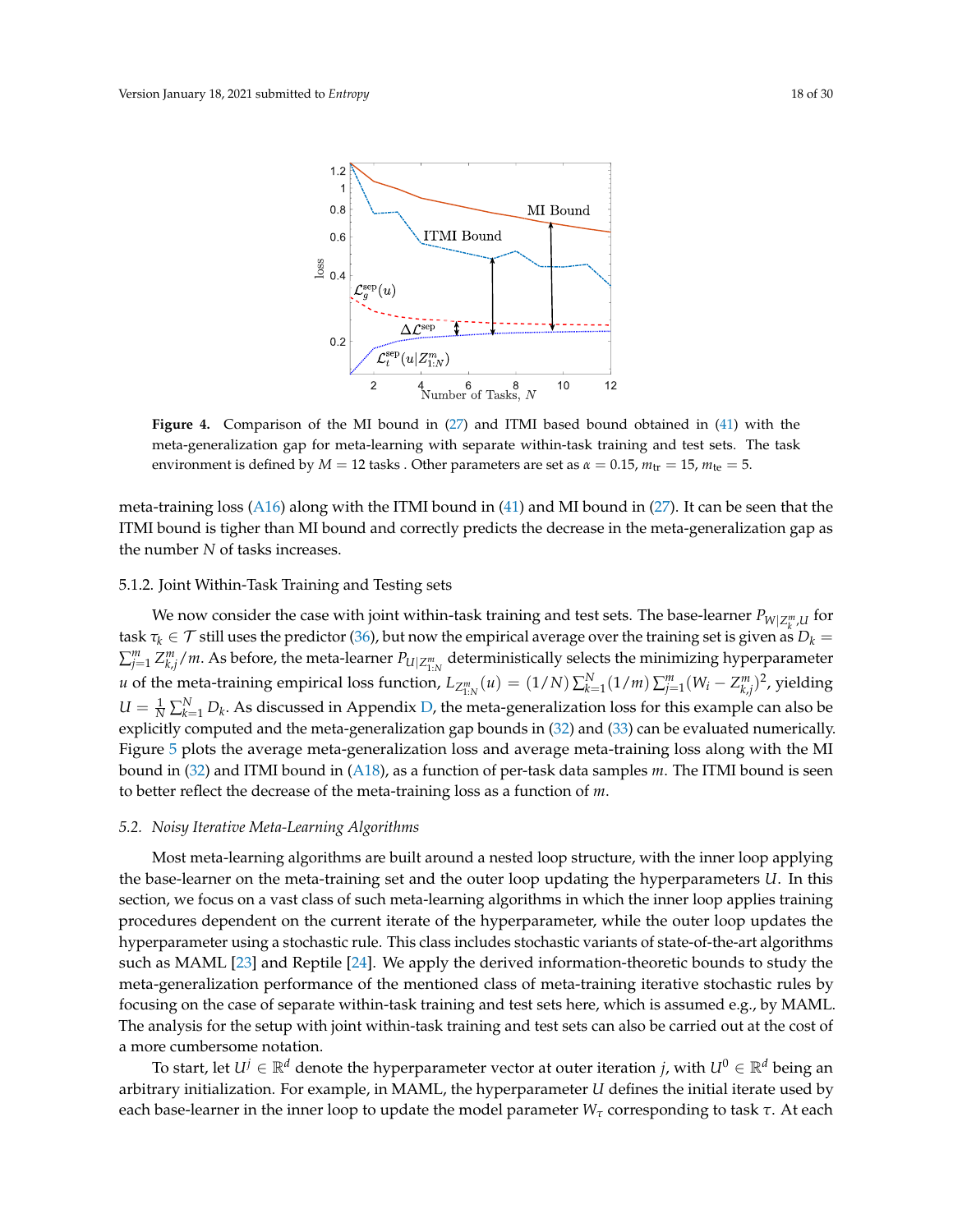**Figure 4.** Comparison of the MI bound in (27) and ITMI based bound obtained in (41) with the meta-generalization gap for meta-learning with separate within-task training and test sets. The task environment is defined by $M = 12$ tasks . Other parameters are set as $\alpha = 0.15$, $m_{\text{tr}} = 15$, $m_{\text{te}} = 5$.

meta-training loss (A16) along with the ITMI bound in (41) and MI bound in (27). It can be seen that the ITMI bound is tigher than MI bound and correctly predicts the decrease in the meta-generalization gap as the number $N$ of tasks increases.

### 5.1.2. Joint Within-Task Training and Testing sets

We now consider the case with joint within-task training and test sets. The base-learner $P_{W|Z_k^m,U}$ for task $\tau_k \in \mathcal{T}$ still uses the predictor (36), but now the empirical average over the training set is given as $D_k = \sum_{j=1}^m Z_{k,j}^m/m$. As before, the meta-learner $P_{U|Z_{1:N}^m}$ deterministically selects the minimizing hyperparameter $u$ of the meta-training empirical loss function, $L_{Z_{1:N}^m}(u) = (1/N)\sum_{k=1}^N (1/m)\sum_{j=1}^m (W_i - Z_{k,j}^m)^2$, yielding $U = \frac{1}{N}\sum_{k=1}^N D_k$. As discussed in Appendix D, the meta-generalization loss for this example can also be explicitly computed and the meta-generalization gap bounds in (32) and (33) can be evaluated numerically. Figure 5 plots the average meta-generalization loss and average meta-training loss along with the MI bound in (32) and ITMI bound in (A18), as a function of per-task data samples $m$. The ITMI bound is seen to better reflect the decrease of the meta-training loss as a function of $m$.

## 5.2. *Noisy Iterative Meta-Learning Algorithms*

Most meta-learning algorithms are built around a nested loop structure, with the inner loop applying the base-learner on the meta-training set and the outer loop updating the hyperparameters $U$. In this section, we focus on a vast class of such meta-learning algorithms in which the inner loop applies training procedures dependent on the current iterate of the hyperparameter, while the outer loop updates the hyperparameter using a stochastic rule. This class includes stochastic variants of state-of-the-art algorithms such as MAML [23] and Reptile [24]. We apply the derived information-theoretic bounds to study the meta-generalization performance of the mentioned class of meta-training iterative stochastic rules by focusing on the case of separate within-task training and test sets here, which is assumed e.g., by MAML. The analysis for the setup with joint within-task training and test sets can also be carried out at the cost of a more cumbersome notation.

To start, let $U^j \in \mathbb{R}^d$ denote the hyperparameter vector at outer iteration $j$, with $U^0 \in \mathbb{R}^d$ being an arbitrary initialization. For example, in MAML, the hyperparameter $U$ defines the initial iterate used by each base-learner in the inner loop to update the model parameter $W_\tau$ corresponding to task $\tau$. At each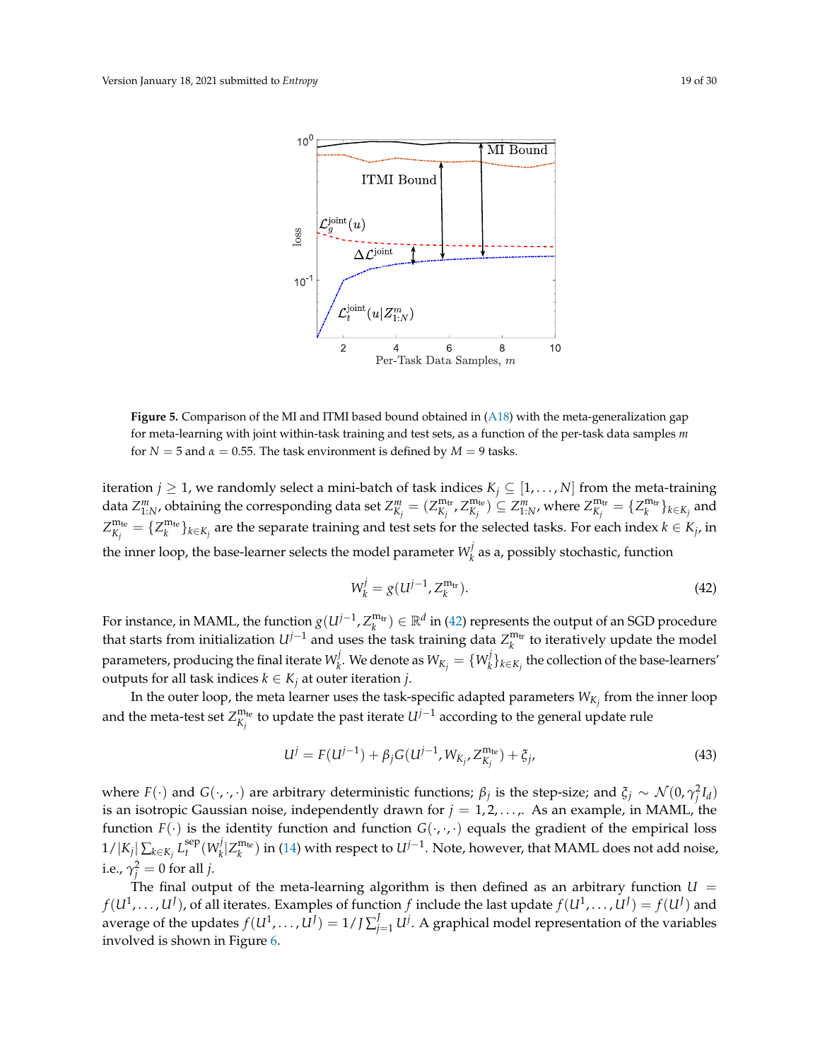**Figure 5.** Comparison of the MI and ITMI based bound obtained in (A18) with the meta-generalization gap for meta-learning with joint within-task training and test sets, as a function of the per-task data samples $m$ for $N = 5$ and $\alpha = 0.55$. The task environment is defined by $M = 9$ tasks.

iteration $j \geq 1$, we randomly select a mini-batch of task indices $K_j \subseteq [1, \ldots, N]$ from the meta-training data $Z^m_{1:N}$, obtaining the corresponding data set $Z^m_{K_j} = (Z^{\text{m}_{\text{tr}}}_{K_j}, Z^{\text{m}_{\text{te}}}_{K_j}) \subseteq Z^m_{1:N}$, where $Z^{\text{m}_{\text{tr}}}_{K_j} = \{Z^{\text{m}_{\text{tr}}}_k\}_{k \in K_j}$ and $Z^{\text{m}_{\text{te}}}_{K_j} = \{Z^{\text{m}_{\text{te}}}_k\}_{k \in K_j}$ are the separate training and test sets for the selected tasks. For each index $k \in K_j$, in the inner loop, the base-learner selects the model parameter $W^j_k$ as a, possibly stochastic, function

$$W^j_k = g(U^{j-1}, Z^{\text{m}_{\text{tr}}}_k). \tag{42}$$

For instance, in MAML, the function $g(U^{j-1}, Z^{\text{m}_{\text{tr}}}_k) \in \mathbb{R}^d$ in (42) represents the output of an SGD procedure that starts from initialization $U^{j-1}$ and uses the task training data $Z^{\text{m}_{\text{tr}}}_k$ to iteratively update the model parameters, producing the final iterate $W^j_k$. We denote as $W_{K_j} = \{W^j_k\}_{k \in K_j}$ the collection of the base-learners' outputs for all task indices $k \in K_j$ at outer iteration $j$.

In the outer loop, the meta learner uses the task-specific adapted parameters $W_{K_j}$ from the inner loop and the meta-test set $Z^{\text{m}_{\text{te}}}_{K_j}$ to update the past iterate $U^{j-1}$ according to the general update rule

$$U^j = F(U^{j-1}) + \beta_j G(U^{j-1}, W_{K_j}, Z^{\text{m}_{\text{te}}}_{K_j}) + \xi_j, \tag{43}$$

where $F(\cdot)$ and $G(\cdot,\cdot,\cdot)$ are arbitrary deterministic functions; $\beta_j$ is the step-size; and $\xi_j \sim \mathcal{N}(0, \gamma_j^2 I_d)$ is an isotropic Gaussian noise, independently drawn for $j = 1, 2, \ldots,$. As an example, in MAML, the function $F(\cdot)$ is the identity function and function $G(\cdot,\cdot,\cdot)$ equals the gradient of the empirical loss $1/|K_j| \sum_{k \in K_j} L^{\text{sep}}_t(W^j_k | Z^{\text{m}_{\text{te}}}_k)$ in (14) with respect to $U^{j-1}$. Note, however, that MAML does not add noise, i.e., $\gamma_j^2 = 0$ for all $j$.

The final output of the meta-learning algorithm is then defined as an arbitrary function $U = f(U^1, \ldots, U^J)$, of all iterates. Examples of function $f$ include the last update $f(U^1, \ldots, U^J) = f(U^J)$ and average of the updates $f(U^1, \ldots, U^J) = 1/J \sum_{j=1}^J U^j$. A graphical model representation of the variables involved is shown in Figure 6.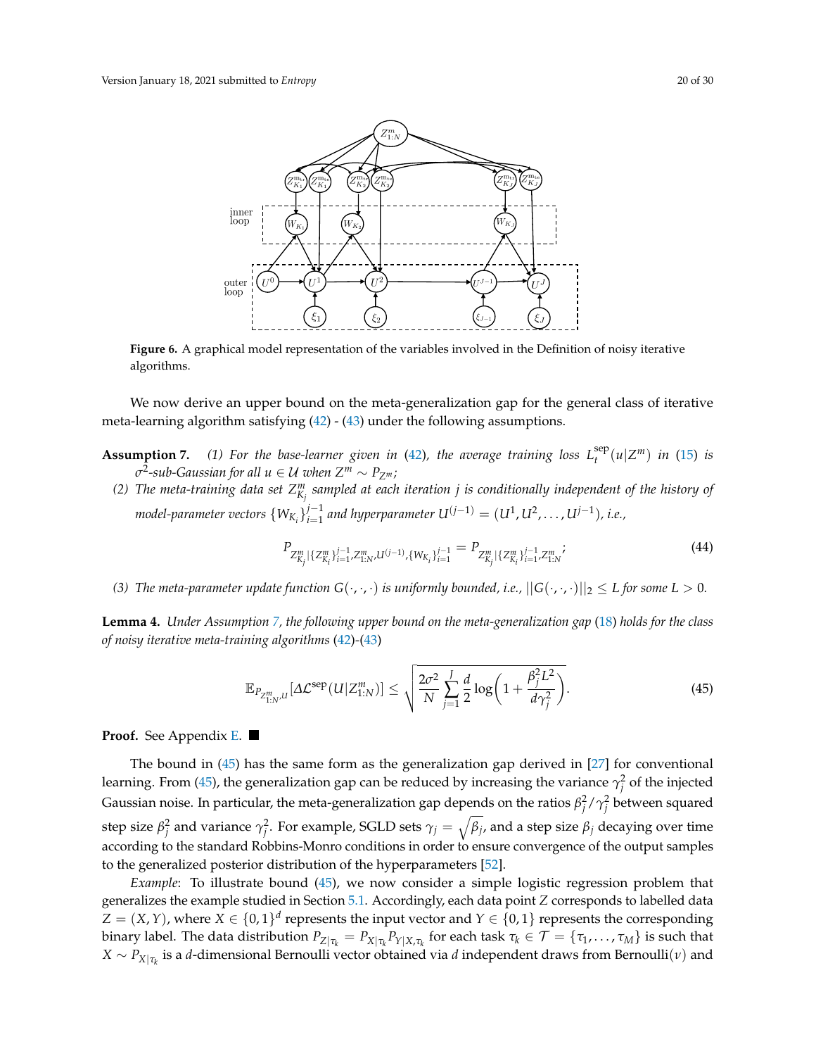**Figure 6.** A graphical model representation of the variables involved in the Definition of noisy iterative algorithms.

We now derive an upper bound on the meta-generalization gap for the general class of iterative meta-learning algorithm satisfying (42) - (43) under the following assumptions.

**Assumption 7.** *(1) For the base-learner given in (42), the average training loss $L_t^{\text{sep}}(u|Z^m)$ in (15) is $\sigma^2$-sub-Gaussian for all $u \in \mathcal{U}$ when $Z^m \sim P_{Z^m}$;*

*(2) The meta-training data set $Z^m_{K_j}$ sampled at each iteration $j$ is conditionally independent of the history of model-parameter vectors $\{W_{K_i}\}_{i=1}^{j-1}$ and hyperparameter $U^{(j-1)} = (U^1, U^2, \ldots, U^{j-1})$, i.e.,*

$$P_{Z^m_{K_j}|\{Z^m_{K_i}\}_{i=1}^{j-1}, Z^m_{1:N}, U^{(j-1)}, \{W_{K_i}\}_{i=1}^{j-1}} = P_{Z^m_{K_j}|\{Z^m_{K_i}\}_{i=1}^{j-1}, Z^m_{1:N}}; \tag{44}$$

*(3) The meta-parameter update function $G(\cdot,\cdot,\cdot)$ is uniformly bounded, i.e., $||G(\cdot,\cdot,\cdot)||_2 \leq L$ for some $L > 0$.*

**Lemma 4.** *Under Assumption 7, the following upper bound on the meta-generalization gap (18) holds for the class of noisy iterative meta-training algorithms (42)-(43)*

$$\mathbb{E}_{P_{Z^m_{1:N},U}}[\Delta\mathcal{L}^{\text{sep}}(U|Z^m_{1:N})] \leq \sqrt{\frac{2\sigma^2}{N}\sum_{j=1}^{J}\frac{d}{2}\log\left(1 + \frac{\beta_j^2 L^2}{d\gamma_j^2}\right)}. \tag{45}$$

**Proof.** See Appendix E. ■

The bound in (45) has the same form as the generalization gap derived in [27] for conventional learning. From (45), the generalization gap can be reduced by increasing the variance $\gamma_j^2$ of the injected Gaussian noise. In particular, the meta-generalization gap depends on the ratios $\beta_j^2/\gamma_j^2$ between squared step size $\beta_j^2$ and variance $\gamma_j^2$. For example, SGLD sets $\gamma_j = \sqrt{\beta_j}$, and a step size $\beta_j$ decaying over time according to the standard Robbins-Monro conditions in order to ensure convergence of the output samples to the generalized posterior distribution of the hyperparameters [52].

*Example*: To illustrate bound (45), we now consider a simple logistic regression problem that generalizes the example studied in Section 5.1. Accordingly, each data point $Z$ corresponds to labelled data $Z = (X, Y)$, where $X \in \{0,1\}^d$ represents the input vector and $Y \in \{0,1\}$ represents the corresponding binary label. The data distribution $P_{Z|\tau_k} = P_{X|\tau_k}P_{Y|X,\tau_k}$ for each task $\tau_k \in \mathcal{T} = \{\tau_1, \ldots, \tau_M\}$ is such that $X \sim P_{X|\tau_k}$ is a $d$-dimensional Bernoulli vector obtained via $d$ independent draws from Bernoulli($\nu$) and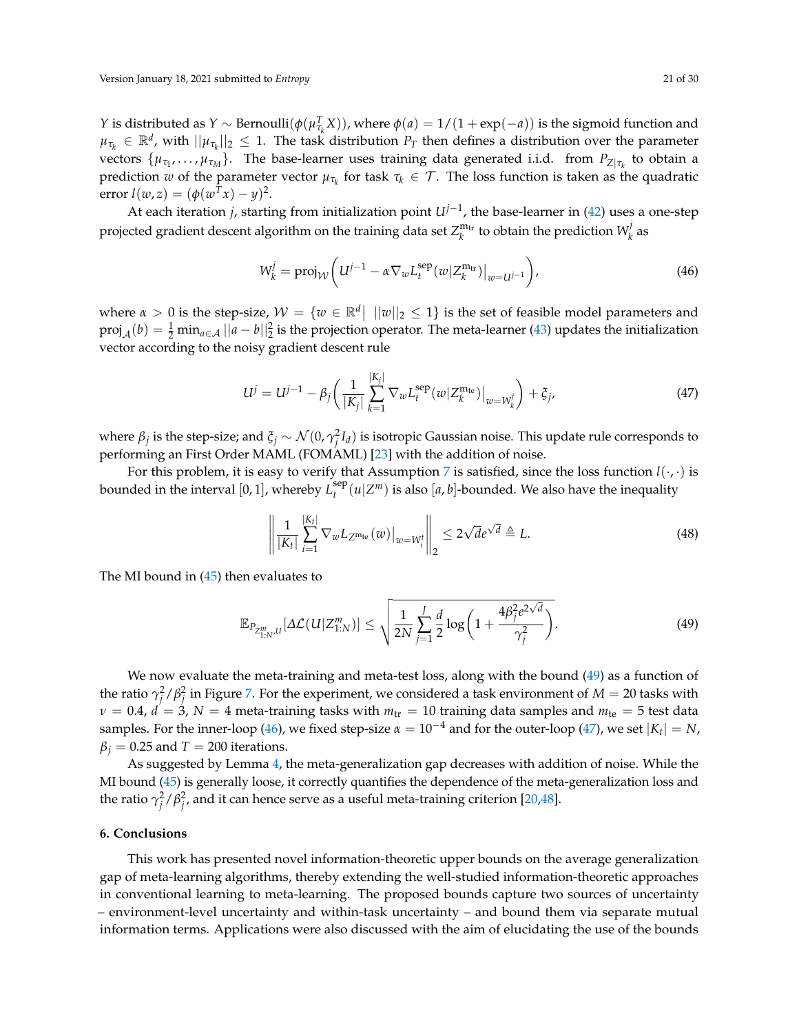$Y$ is distributed as $Y \sim \text{Bernoulli}(\phi(\mu_{\tau_k}^T X))$, where $\phi(a) = 1/(1+\exp(-a))$ is the sigmoid function and $\mu_{\tau_k} \in \mathbb{R}^d$, with $||\mu_{\tau_k}||_2 \leq 1$. The task distribution $P_T$ then defines a distribution over the parameter vectors $\{\mu_{\tau_1}, \ldots, \mu_{\tau_M}\}$. The base-learner uses training data generated i.i.d. from $P_{Z|\tau_k}$ to obtain a prediction $w$ of the parameter vector $\mu_{\tau_k}$ for task $\tau_k \in \mathcal{T}$. The loss function is taken as the quadratic error $l(w,z) = (\phi(w^T x) - y)^2$.

At each iteration $j$, starting from initialization point $U^{j-1}$, the base-learner in (42) uses a one-step projected gradient descent algorithm on the training data set $Z_k^{m_{\text{tr}}}$ to obtain the prediction $W_k^j$ as

$$W_k^j = \text{proj}_{\mathcal{W}}\left( U^{j-1} - \alpha \nabla_w L_t^{\text{sep}}(w|Z_k^{m_{\text{tr}}})\big|_{w=U^{j-1}} \right), \tag{46}$$

where $\alpha > 0$ is the step-size, $\mathcal{W} = \{w \in \mathbb{R}^d | \; ||w||_2 \leq 1\}$ is the set of feasible model parameters and $\text{proj}_{\mathcal{A}}(b) = \frac{1}{2}\min_{a \in \mathcal{A}} ||a-b||_2^2$ is the projection operator. The meta-learner (43) updates the initialization vector according to the noisy gradient descent rule

$$U^j = U^{j-1} - \beta_j \left( \frac{1}{|K_j|} \sum_{k=1}^{|K_j|} \nabla_w L_t^{\text{sep}}(w|Z_k^{m_{\text{te}}})\big|_{w=W_k^j} \right) + \xi_j, \tag{47}$$

where $\beta_j$ is the step-size; and $\xi_j \sim \mathcal{N}(0, \gamma_j^2 I_d)$ is isotropic Gaussian noise. This update rule corresponds to performing an First Order MAML (FOMAML) [23] with the addition of noise.

For this problem, it is easy to verify that Assumption 7 is satisfied, since the loss function $l(\cdot,\cdot)$ is bounded in the interval $[0,1]$, whereby $L_t^{\text{sep}}(u|Z^m)$ is also $[a,b]$-bounded. We also have the inequality

$$\left\| \frac{1}{|K_t|} \sum_{i=1}^{|K_t|} \nabla_w L_{Z^{m_{\text{te}}}}(w)\big|_{w=W_i^t} \right\|_2 \leq 2\sqrt{d}e^{\sqrt{d}} \triangleq L. \tag{48}$$

The MI bound in (45) then evaluates to

$$\mathbb{E}_{P_{Z_{1:N}^m, U}}[\Delta\mathcal{L}(U|Z_{1:N}^m)] \leq \sqrt{\frac{1}{2N} \sum_{j=1}^{J} \frac{d}{2} \log\left(1 + \frac{4\beta_j^2 e^{2\sqrt{d}}}{\gamma_j^2}\right)}. \tag{49}$$

We now evaluate the meta-training and meta-test loss, along with the bound (49) as a function of the ratio $\gamma_j^2/\beta_j^2$ in Figure 7. For the experiment, we considered a task environment of $M = 20$ tasks with $\nu = 0.4$, $d = 3$, $N = 4$ meta-training tasks with $m_{\text{tr}} = 10$ training data samples and $m_{\text{te}} = 5$ test data samples. For the inner-loop (46), we fixed step-size $\alpha = 10^{-4}$ and for the outer-loop (47), we set $|K_t| = N$, $\beta_j = 0.25$ and $T = 200$ iterations.

As suggested by Lemma 4, the meta-generalization gap decreases with addition of noise. While the MI bound (45) is generally loose, it correctly quantifies the dependence of the meta-generalization loss and the ratio $\gamma_j^2/\beta_j^2$, and it can hence serve as a useful meta-training criterion [20,48].

## 6. Conclusions

This work has presented novel information-theoretic upper bounds on the average generalization gap of meta-learning algorithms, thereby extending the well-studied information-theoretic approaches in conventional learning to meta-learning. The proposed bounds capture two sources of uncertainty – environment-level uncertainty and within-task uncertainty – and bound them via separate mutual information terms. Applications were also discussed with the aim of elucidating the use of the bounds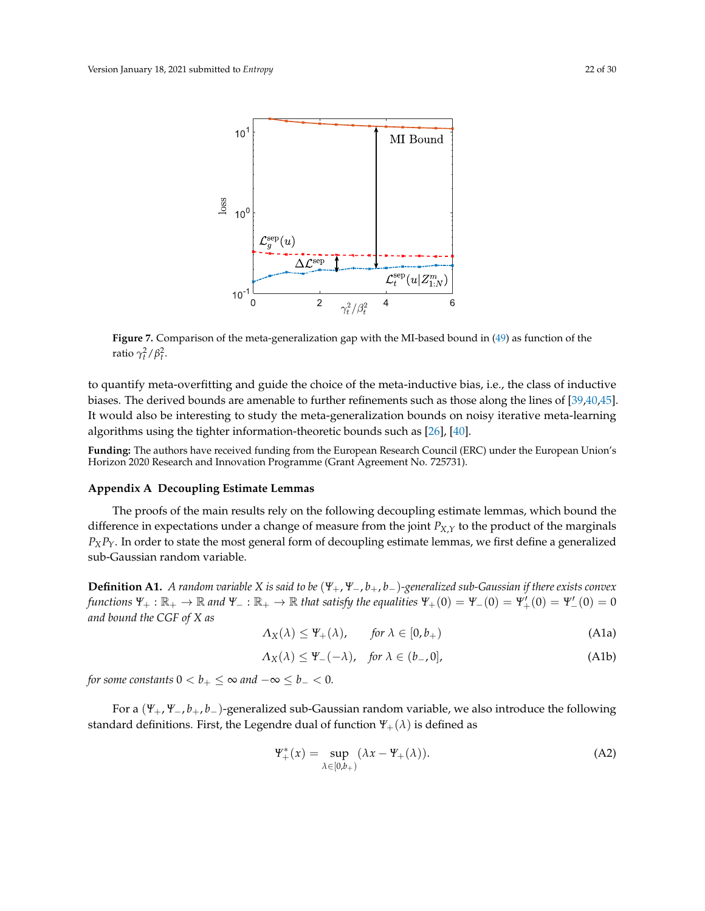**Figure 7.** Comparison of the meta-generalization gap with the MI-based bound in (49) as function of the ratio $\gamma_t^2/\beta_t^2$.

to quantify meta-overfitting and guide the choice of the meta-inductive bias, i.e., the class of inductive biases. The derived bounds are amenable to further refinements such as those along the lines of [39,40,45]. It would also be interesting to study the meta-generalization bounds on noisy iterative meta-learning algorithms using the tighter information-theoretic bounds such as [26], [40].

**Funding:** The authors have received funding from the European Research Council (ERC) under the European Union's Horizon 2020 Research and Innovation Programme (Grant Agreement No. 725731).

## Appendix A Decoupling Estimate Lemmas

The proofs of the main results rely on the following decoupling estimate lemmas, which bound the difference in expectations under a change of measure from the joint $P_{X,Y}$ to the product of the marginals $P_X P_Y$. In order to state the most general form of decoupling estimate lemmas, we first define a generalized sub-Gaussian random variable.

**Definition A1.** *A random variable $X$ is said to be $(\Psi_+, \Psi_-, b_+, b_-)$-generalized sub-Gaussian if there exists convex functions $\Psi_+ : \mathbb{R}_+ \to \mathbb{R}$ and $\Psi_- : \mathbb{R}_+ \to \mathbb{R}$ that satisfy the equalities $\Psi_+(0) = \Psi_-(0) = \Psi_+'(0) = \Psi_-'(0) = 0$ and bound the CGF of $X$ as*

$$\Lambda_X(\lambda) \leq \Psi_+(\lambda), \qquad \text{for } \lambda \in [0, b_+) \tag{A1a}$$

$$\Lambda_X(\lambda) \leq \Psi_-(-\lambda), \quad \text{for } \lambda \in (b_-, 0], \tag{A1b}$$

*for some constants $0 < b_+ \leq \infty$ and $-\infty \leq b_- < 0$.*

For a $(\Psi_+, \Psi_-, b_+, b_-)$-generalized sub-Gaussian random variable, we also introduce the following standard definitions. First, the Legendre dual of function $\Psi_+(\lambda)$ is defined as

$$\Psi_+^*(x) = \sup_{\lambda \in [0, b_+)} (\lambda x - \Psi_+(\lambda)). \tag{A2}$$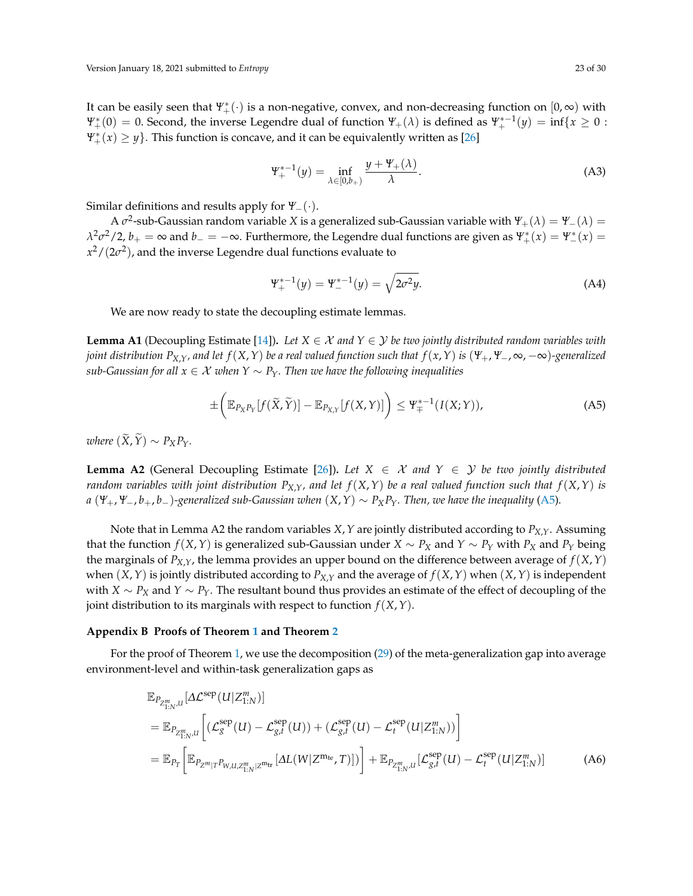It can be easily seen that $\Psi^*_+(\cdot)$ is a non-negative, convex, and non-decreasing function on $[0, \infty)$ with $\Psi^*_+(0) = 0$. Second, the inverse Legendre dual of function $\Psi_+(\lambda)$ is defined as $\Psi^{*-1}_+(y) = \inf\{x \geq 0 : \Psi^*_+(x) \geq y\}$. This function is concave, and it can be equivalently written as [26]

$$\Psi^{*-1}_+(y) = \inf_{\lambda \in [0, b_+)} \frac{y + \Psi_+(\lambda)}{\lambda}. \tag{A3}$$

Similar definitions and results apply for $\Psi_-(\cdot)$.

A $\sigma^2$-sub-Gaussian random variable $X$ is a generalized sub-Gaussian variable with $\Psi_+(\lambda) = \Psi_-(\lambda) = \lambda^2\sigma^2/2$, $b_+ = \infty$ and $b_- = -\infty$. Furthermore, the Legendre dual functions are given as $\Psi^*_+(x) = \Psi^*_-(x) = x^2/(2\sigma^2)$, and the inverse Legendre dual functions evaluate to

$$\Psi^{*-1}_+(y) = \Psi^{*-1}_-(y) = \sqrt{2\sigma^2 y}. \tag{A4}$$

We are now ready to state the decoupling estimate lemmas.

**Lemma A1** (Decoupling Estimate [14]). *Let $X \in \mathcal{X}$ and $Y \in \mathcal{Y}$ be two jointly distributed random variables with joint distribution $P_{X,Y}$, and let $f(X,Y)$ be a real valued function such that $f(x,Y)$ is $(\Psi_+, \Psi_-, \infty, -\infty)$-generalized sub-Gaussian for all $x \in \mathcal{X}$ when $Y \sim P_Y$. Then we have the following inequalities*

$$\pm\left(\mathbb{E}_{P_X P_Y}[f(\widetilde{X}, \widetilde{Y})] - \mathbb{E}_{P_{X,Y}}[f(X,Y)]\right) \leq \Psi^{*-1}_{\mp}(I(X;Y)), \tag{A5}$$

*where $(\widetilde{X}, \widetilde{Y}) \sim P_X P_Y$.*

**Lemma A2** (General Decoupling Estimate [26]). *Let $X \in \mathcal{X}$ and $Y \in \mathcal{Y}$ be two jointly distributed random variables with joint distribution $P_{X,Y}$, and let $f(X,Y)$ be a real valued function such that $f(X,Y)$ is a $(\Psi_+, \Psi_-, b_+, b_-)$-generalized sub-Gaussian when $(X,Y) \sim P_X P_Y$. Then, we have the inequality (A5).*

Note that in Lemma A2 the random variables $X, Y$ are jointly distributed according to $P_{X,Y}$. Assuming that the function $f(X,Y)$ is generalized sub-Gaussian under $X \sim P_X$ and $Y \sim P_Y$ with $P_X$ and $P_Y$ being the marginals of $P_{X,Y}$, the lemma provides an upper bound on the difference between average of $f(X,Y)$ when $(X,Y)$ is jointly distributed according to $P_{X,Y}$ and the average of $f(X,Y)$ when $(X,Y)$ is independent with $X \sim P_X$ and $Y \sim P_Y$. The resultant bound thus provides an estimate of the effect of decoupling of the joint distribution to its marginals with respect to function $f(X,Y)$.

## Appendix B Proofs of Theorem 1 and Theorem 2

For the proof of Theorem 1, we use the decomposition (29) of the meta-generalization gap into average environment-level and within-task generalization gaps as

$$\begin{aligned}
&\mathbb{E}_{P_{Z^m_{1:N},U}}[\Delta\mathcal{L}^{\text{sep}}(U|Z^m_{1:N})] \\
&= \mathbb{E}_{P_{Z^m_{1:N},U}}\left[(\mathcal{L}^{\text{sep}}_g(U) - \mathcal{L}^{\text{sep}}_{g,t}(U)) + (\mathcal{L}^{\text{sep}}_{g,t}(U) - \mathcal{L}^{\text{sep}}_t(U|Z^m_{1:N}))\right] \\
&= \mathbb{E}_{P_T}\left[\mathbb{E}_{P_{Z^m|T}P_{W,U,Z^m_{1:N}|Z^{m_{\text{tr}}}}}[\Delta L(W|Z^{m_{\text{te}}}, T)]\right] + \mathbb{E}_{P_{Z^m_{1:N},U}}[\mathcal{L}^{\text{sep}}_{g,t}(U) - \mathcal{L}^{\text{sep}}_t(U|Z^m_{1:N})]
\end{aligned} \tag{A6}$$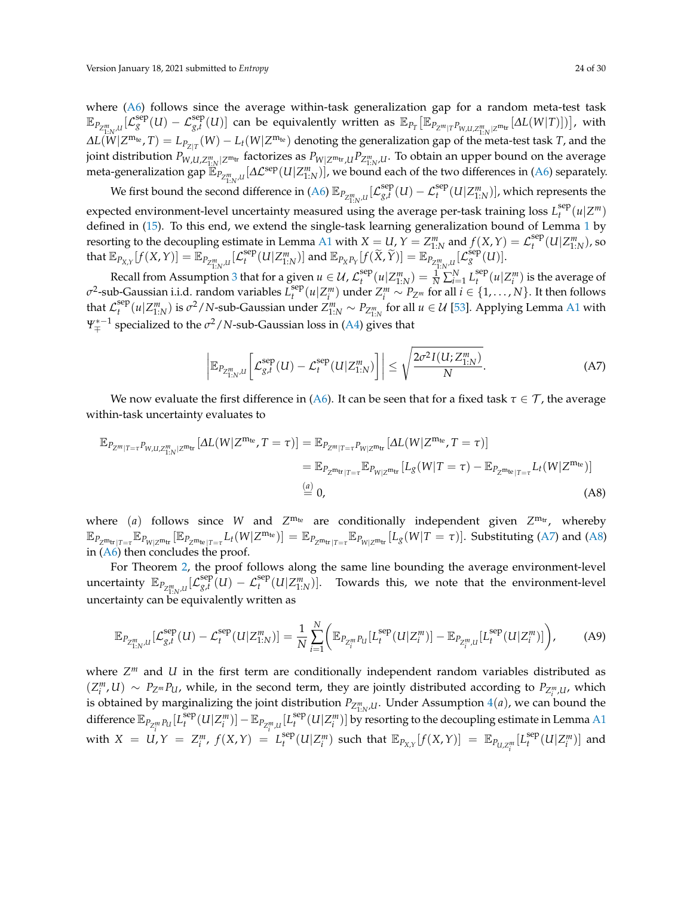where (A6) follows since the average within-task generalization gap for a random meta-test task $\mathbb{E}_{P_{Z^m_{1:N},U}}[\mathcal{L}^{\rm sep}_{g}(U) - \mathcal{L}^{\rm sep}_{g,t}(U)]$ can be equivalently written as $\mathbb{E}_{P_T}[\mathbb{E}_{P_{Z^m|T}P_{W,U,Z^m_{1:N}|Z^{m_{\rm tr}}}}[\Delta L(W|T)])]$, with $\Delta L(W|Z^{m_{\rm te}},T) = L_{P_{Z|T}}(W) - L_t(W|Z^{m_{\rm te}})$ denoting the generalization gap of the meta-test task $T$, and the joint distribution $P_{W,U,Z^m_{1:N}|Z^{m_{\rm tr}}}$ factorizes as $P_{W|Z^{m_{\rm tr}},U}P_{Z^m_{1:N},U}$. To obtain an upper bound on the average meta-generalization gap $\mathbb{E}_{P_{Z^m_{1:N},U}}[\Delta\mathcal{L}^{\rm sep}(U|Z^m_{1:N})]$, we bound each of the two differences in (A6) separately.

We first bound the second difference in (A6) $\mathbb{E}_{P_{Z^m_{1:N},U}}[\mathcal{L}^{\rm sep}_{g,t}(U) - \mathcal{L}^{\rm sep}_{t}(U|Z^m_{1:N})]$, which represents the expected environment-level uncertainty measured using the average per-task training loss $L^{\rm sep}_t(u|Z^m)$ defined in (15). To this end, we extend the single-task learning generalization bound of Lemma 1 by resorting to the decoupling estimate in Lemma A1 with $X=U$, $Y=Z^m_{1:N}$ and $f(X,Y) = \mathcal{L}^{\rm sep}_t(U|Z^m_{1:N})$, so that $\mathbb{E}_{P_{X,Y}}[f(X,Y)] = \mathbb{E}_{P_{Z^m_{1:N},U}}[\mathcal{L}^{\rm sep}_t(U|Z^m_{1:N})]$ and $\mathbb{E}_{P_XP_Y}[f(\widetilde{X},\widetilde{Y})] = \mathbb{E}_{P_{Z^m_{1:N},U}}[\mathcal{L}^{\rm sep}_g(U)]$.

Recall from Assumption 3 that for a given $u \in \mathcal{U}$, $\mathcal{L}^{\rm sep}_t(u|Z^m_{1:N}) = \frac{1}{N}\sum_{i=1}^{N} L^{\rm sep}_t(u|Z^m_i)$ is the average of $\sigma^2$-sub-Gaussian i.i.d. random variables $L^{\rm sep}_t(u|Z^m_i)$ under $Z^m_i \sim P_{Z^m}$ for all $i \in \{1,\ldots,N\}$. It then follows that $\mathcal{L}^{\rm sep}_t(u|Z^m_{1:N})$ is $\sigma^2/N$-sub-Gaussian under $Z^m_{1:N} \sim P_{Z^m_{1:N}}$ for all $u \in \mathcal{U}$ [53]. Applying Lemma A1 with $\Psi^{*-1}_{\mp}$ specialized to the $\sigma^2/N$-sub-Gaussian loss in (A4) gives that

$$\left|\mathbb{E}_{P_{Z^m_{1:N},U}}\left[\mathcal{L}^{\rm sep}_{g,t}(U) - \mathcal{L}^{\rm sep}_{t}(U|Z^m_{1:N})\right]\right| \leq \sqrt{\frac{2\sigma^2 I(U;Z^m_{1:N})}{N}}. \tag{A7}$$

We now evaluate the first difference in (A6). It can be seen that for a fixed task $\tau \in \mathcal{T}$, the average within-task uncertainty evaluates to

$$\begin{aligned}
\mathbb{E}_{P_{Z^m|T=\tau}P_{W,U,Z^m_{1:N}|Z^{m_{\rm tr}}}}[\Delta L(W|Z^{m_{\rm te}},T=\tau)] &= \mathbb{E}_{P_{Z^m|T=\tau}P_{W|Z^{m_{\rm tr}}}}[\Delta L(W|Z^{m_{\rm te}},T=\tau)] \\
&= \mathbb{E}_{P_{Z^{m_{\rm tr}}|T=\tau}}\mathbb{E}_{P_{W|Z^{m_{\rm tr}}}}[L_g(W|T=\tau) - \mathbb{E}_{P_{Z^{m_{\rm te}}|T=\tau}}L_t(W|Z^{m_{\rm te}})] \\
&\overset{(a)}{=} 0,
\end{aligned} \tag{A8}$$

where $(a)$ follows since $W$ and $Z^{m_{\rm te}}$ are conditionally independent given $Z^{m_{\rm tr}}$, whereby $\mathbb{E}_{P_{Z^{m_{\rm tr}}|T=\tau}}\mathbb{E}_{P_{W|Z^{m_{\rm tr}}}}[\mathbb{E}_{P_{Z^{m_{\rm te}}|T=\tau}}L_t(W|Z^{m_{\rm te}})] = \mathbb{E}_{P_{Z^{m_{\rm tr}}|T=\tau}}\mathbb{E}_{P_{W|Z^{m_{\rm tr}}}}[L_g(W|T=\tau)]$. Substituting (A7) and (A8) in (A6) then concludes the proof.

For Theorem 2, the proof follows along the same line bounding the average environment-level uncertainty $\mathbb{E}_{P_{Z^m_{1:N},U}}[\mathcal{L}^{\rm sep}_{g,t}(U) - \mathcal{L}^{\rm sep}_{t}(U|Z^m_{1:N})]$. Towards this, we note that the environment-level uncertainty can be equivalently written as

$$\mathbb{E}_{P_{Z^m_{1:N},U}}[\mathcal{L}^{\rm sep}_{g,t}(U) - \mathcal{L}^{\rm sep}_{t}(U|Z^m_{1:N})] = \frac{1}{N}\sum_{i=1}^{N}\left(\mathbb{E}_{P_{Z^m_i}P_U}[L^{\rm sep}_t(U|Z^m_i)] - \mathbb{E}_{P_{Z^m_i,U}}[L^{\rm sep}_t(U|Z^m_i)]\right), \tag{A9}$$

where $Z^m$ and $U$ in the first term are conditionally independent random variables distributed as $(Z^m_i,U) \sim P_{Z^m}P_U$, while, in the second term, they are jointly distributed according to $P_{Z^m_i,U}$, which is obtained by marginalizing the joint distribution $P_{Z^m_{1:N},U}$. Under Assumption 4$(a)$, we can bound the difference $\mathbb{E}_{P_{Z^m_i}P_U}[L^{\rm sep}_t(U|Z^m_i)] - \mathbb{E}_{P_{Z^m_i,U}}[L^{\rm sep}_t(U|Z^m_i)]$ by resorting to the decoupling estimate in Lemma A1 with $X=U, Y=Z^m_i$, $f(X,Y) = L^{\rm sep}_t(U|Z^m_i)$ such that $\mathbb{E}_{P_{X,Y}}[f(X,Y)] = \mathbb{E}_{P_{U,Z^m_i}}[L^{\rm sep}_t(U|Z^m_i)]$ and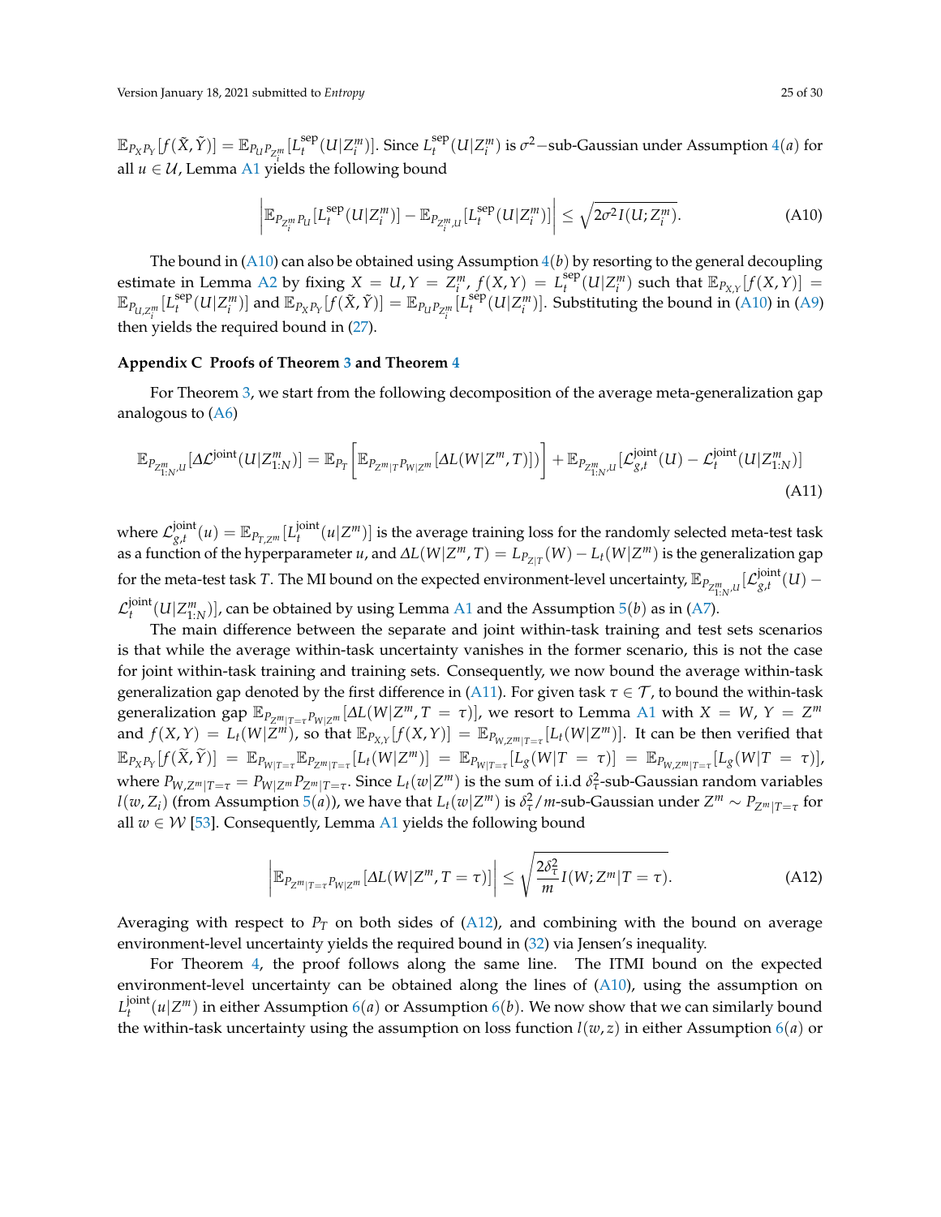$\mathbb{E}_{P_X P_Y}[f(\tilde{X}, \tilde{Y})] = \mathbb{E}_{P_U P_{Z_i^m}}[L_t^{\text{sep}}(U|Z_i^m)]$. Since $L_t^{\text{sep}}(U|Z_i^m)$ is $\sigma^2$−sub-Gaussian under Assumption 4($a$) for all $u \in \mathcal{U}$, Lemma A1 yields the following bound

$$\left| \mathbb{E}_{P_{Z_i^m} P_U}[L_t^{\text{sep}}(U|Z_i^m)] - \mathbb{E}_{P_{Z_i^m,U}}[L_t^{\text{sep}}(U|Z_i^m)] \right| \leq \sqrt{2\sigma^2 I(U; Z_i^m)}. \tag{A10}$$

The bound in (A10) can also be obtained using Assumption 4($b$) by resorting to the general decoupling estimate in Lemma A2 by fixing $X = U, Y = Z_i^m$, $f(X,Y) = L_t^{\text{sep}}(U|Z_i^m)$ such that $\mathbb{E}_{P_{X,Y}}[f(X,Y)] = \mathbb{E}_{P_{U,Z_i^m}}[L_t^{\text{sep}}(U|Z_i^m)]$ and $\mathbb{E}_{P_X P_Y}[f(\tilde{X}, \tilde{Y})] = \mathbb{E}_{P_U P_{Z_i^m}}[L_t^{\text{sep}}(U|Z_i^m)]$. Substituting the bound in (A10) in (A9) then yields the required bound in (27).

## Appendix C Proofs of Theorem 3 and Theorem 4

For Theorem 3, we start from the following decomposition of the average meta-generalization gap analogous to (A6)

$$\mathbb{E}_{P_{Z_{1:N}^m,U}}[\Delta\mathcal{L}^{\text{joint}}(U|Z_{1:N}^m)] = \mathbb{E}_{P_T}\left[\mathbb{E}_{P_{Z^m|T}P_{W|Z^m}}[\Delta L(W|Z^m, T)]\right)\right] + \mathbb{E}_{P_{Z_{1:N}^m,U}}[\mathcal{L}_{g,t}^{\text{joint}}(U) - \mathcal{L}_t^{\text{joint}}(U|Z_{1:N}^m)] \tag{A11}$$

where $\mathcal{L}_{g,t}^{\text{joint}}(u) = \mathbb{E}_{P_{T,Z^m}}[L_t^{\text{joint}}(u|Z^m)]$ is the average training loss for the randomly selected meta-test task as a function of the hyperparameter $u$, and $\Delta L(W|Z^m, T) = L_{P_{Z|T}}(W) - L_t(W|Z^m)$ is the generalization gap for the meta-test task $T$. The MI bound on the expected environment-level uncertainty, $\mathbb{E}_{P_{Z_{1:N}^m,U}}[\mathcal{L}_{g,t}^{\text{joint}}(U) - \mathcal{L}_t^{\text{joint}}(U|Z_{1:N}^m)]$, can be obtained by using Lemma A1 and the Assumption 5($b$) as in (A7).

The main difference between the separate and joint within-task training and test sets scenarios is that while the average within-task uncertainty vanishes in the former scenario, this is not the case for joint within-task training and training sets. Consequently, we now bound the average within-task generalization gap denoted by the first difference in (A11). For given task $\tau \in \mathcal{T}$, to bound the within-task generalization gap $\mathbb{E}_{P_{Z^m|T=\tau}P_{W|Z^m}}[\Delta L(W|Z^m, T = \tau)]$, we resort to Lemma A1 with $X = W$, $Y = Z^m$ and $f(X,Y) = L_t(W|Z^m)$, so that $\mathbb{E}_{P_{X,Y}}[f(X,Y)] = \mathbb{E}_{P_{W,Z^m|T=\tau}}[L_t(W|Z^m)]$. It can be then verified that $\mathbb{E}_{P_X P_Y}[f(\widetilde{X}, \widetilde{Y})] = \mathbb{E}_{P_{W|T=\tau}}\mathbb{E}_{P_{Z^m|T=\tau}}[L_t(W|Z^m)] = \mathbb{E}_{P_{W|T=\tau}}[L_g(W|T = \tau)] = \mathbb{E}_{P_{W,Z^m|T=\tau}}[L_g(W|T = \tau)]$, where $P_{W,Z^m|T=\tau} = P_{W|Z^m}P_{Z^m|T=\tau}$. Since $L_t(w|Z^m)$ is the sum of i.i.d $\delta_\tau^2$-sub-Gaussian random variables $l(w, Z_i)$ (from Assumption 5($a$)), we have that $L_t(w|Z^m)$ is $\delta_\tau^2/m$-sub-Gaussian under $Z^m \sim P_{Z^m|T=\tau}$ for all $w \in \mathcal{W}$ [53]. Consequently, Lemma A1 yields the following bound

$$\left| \mathbb{E}_{P_{Z^m|T=\tau}P_{W|Z^m}}[\Delta L(W|Z^m, T = \tau)] \right| \leq \sqrt{\frac{2\delta_\tau^2}{m} I(W; Z^m|T = \tau)}. \tag{A12}$$

Averaging with respect to $P_T$ on both sides of (A12), and combining with the bound on average environment-level uncertainty yields the required bound in (32) via Jensen's inequality.

For Theorem 4, the proof follows along the same line. The ITMI bound on the expected environment-level uncertainty can be obtained along the lines of (A10), using the assumption on $L_t^{\text{joint}}(u|Z^m)$ in either Assumption 6($a$) or Assumption 6($b$). We now show that we can similarly bound the within-task uncertainty using the assumption on loss function $l(w,z)$ in either Assumption 6($a$) or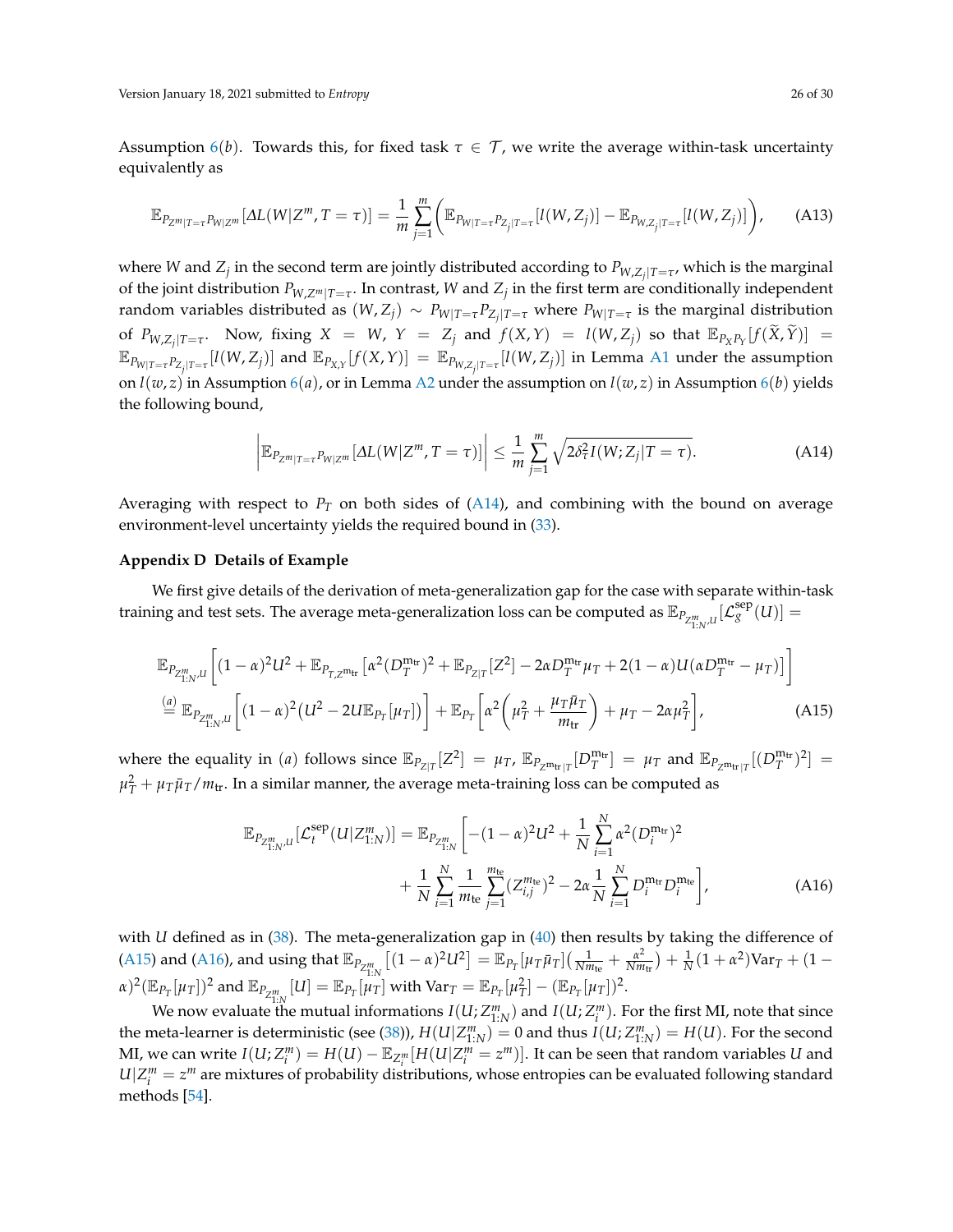Assumption 6($b$). Towards this, for fixed task $\tau \in \mathcal{T}$, we write the average within-task uncertainty equivalently as

$$\mathbb{E}_{P_{Z^m|T=\tau}P_{W|Z^m}}[\Delta L(W|Z^m, T=\tau)] = \frac{1}{m}\sum_{j=1}^{m}\left(\mathbb{E}_{P_{W|T=\tau}P_{Z_j|T=\tau}}[l(W,Z_j)] - \mathbb{E}_{P_{W,Z_j|T=\tau}}[l(W,Z_j)]\right), \tag{A13}$$

where $W$ and $Z_j$ in the second term are jointly distributed according to $P_{W,Z_j|T=\tau}$, which is the marginal of the joint distribution $P_{W,Z^m|T=\tau}$. In contrast, $W$ and $Z_j$ in the first term are conditionally independent random variables distributed as $(W,Z_j) \sim P_{W|T=\tau}P_{Z_j|T=\tau}$ where $P_{W|T=\tau}$ is the marginal distribution of $P_{W,Z_j|T=\tau}$. Now, fixing $X = W$, $Y = Z_j$ and $f(X,Y) = l(W,Z_j)$ so that $\mathbb{E}_{P_X P_Y}[f(\widetilde{X},\widetilde{Y})] = \mathbb{E}_{P_{W|T=\tau}P_{Z_j|T=\tau}}[l(W,Z_j)]$ and $\mathbb{E}_{P_{X,Y}}[f(X,Y)] = \mathbb{E}_{P_{W,Z_j|T=\tau}}[l(W,Z_j)]$ in Lemma A1 under the assumption on $l(w,z)$ in Assumption 6($a$), or in Lemma A2 under the assumption on $l(w,z)$ in Assumption 6($b$) yields the following bound,

$$\left|\mathbb{E}_{P_{Z^m|T=\tau}P_{W|Z^m}}[\Delta L(W|Z^m, T=\tau)]\right| \leq \frac{1}{m}\sum_{j=1}^{m}\sqrt{2\delta_\tau^2 I(W;Z_j|T=\tau)}. \tag{A14}$$

Averaging with respect to $P_T$ on both sides of (A14), and combining with the bound on average environment-level uncertainty yields the required bound in (33).

## Appendix D Details of Example

We first give details of the derivation of meta-generalization gap for the case with separate within-task training and test sets. The average meta-generalization loss can be computed as $\mathbb{E}_{P_{Z^m_{1:N}},U}[\mathcal{L}_g^{\text{sep}}(U)] =$

$$\begin{aligned}
&\mathbb{E}_{P_{Z^m_{1:N}},U}\left[(1-\alpha)^2U^2 + \mathbb{E}_{P_{T,Z^{m_{\text{tr}}}}}\left[\alpha^2(D_T^{m_{\text{tr}}})^2 + \mathbb{E}_{P_{Z|T}}[Z^2] - 2\alpha D_T^{m_{\text{tr}}}\mu_T + 2(1-\alpha)U(\alpha D_T^{m_{\text{tr}}} - \mu_T)\right]\right] \\
&\overset{(a)}{=} \mathbb{E}_{P_{Z^m_{1:N}},U}\left[(1-\alpha)^2(U^2 - 2U\mathbb{E}_{P_T}[\mu_T])\right] + \mathbb{E}_{P_T}\left[\alpha^2\left(\mu_T^2 + \frac{\mu_T\bar{\mu}_T}{m_{\text{tr}}}\right) + \mu_T - 2\alpha\mu_T^2\right],
\end{aligned} \tag{A15}$$

where the equality in ($a$) follows since $\mathbb{E}_{P_{Z|T}}[Z^2] = \mu_T$, $\mathbb{E}_{P_{Z^{m_{\text{tr}}}|T}}[D_T^{m_{\text{tr}}}] = \mu_T$ and $\mathbb{E}_{P_{Z^{m_{\text{tr}}}|T}}[(D_T^{m_{\text{tr}}})^2] = \mu_T^2 + \mu_T\bar{\mu}_T/m_{\text{tr}}$. In a similar manner, the average meta-training loss can be computed as

$$\begin{aligned}
\mathbb{E}_{P_{Z^m_{1:N}},U}[\mathcal{L}_t^{\text{sep}}(U|Z^m_{1:N})] = \mathbb{E}_{P_{Z^m_{1:N}}}\Bigg[&-(1-\alpha)^2U^2 + \frac{1}{N}\sum_{i=1}^{N}\alpha^2(D_i^{m_{\text{tr}}})^2 \\
&+ \frac{1}{N}\sum_{i=1}^{N}\frac{1}{m_{\text{te}}}\sum_{j=1}^{m_{\text{te}}}(Z_{i,j}^{m_{\text{te}}})^2 - 2\alpha\frac{1}{N}\sum_{i=1}^{N}D_i^{m_{\text{tr}}}D_i^{m_{\text{te}}}\Bigg],
\end{aligned} \tag{A16}$$

with $U$ defined as in (38). The meta-generalization gap in (40) then results by taking the difference of (A15) and (A16), and using that $\mathbb{E}_{P_{Z^m_{1:N}}}\left[(1-\alpha)^2U^2\right] = \mathbb{E}_{P_T}[\mu_T\bar{\mu}_T]\left(\frac{1}{Nm_{\text{te}}} + \frac{\alpha^2}{Nm_{\text{tr}}}\right) + \frac{1}{N}(1+\alpha^2)\text{Var}_T + (1-\alpha)^2(\mathbb{E}_{P_T}[\mu_T])^2$ and $\mathbb{E}_{P_{Z^m_{1:N}}}[U] = \mathbb{E}_{P_T}[\mu_T]$ with $\text{Var}_T = \mathbb{E}_{P_T}[\mu_T^2] - (\mathbb{E}_{P_T}[\mu_T])^2$.

We now evaluate the mutual informations $I(U;Z^m_{1:N})$ and $I(U;Z^m_i)$. For the first MI, note that since the meta-learner is deterministic (see (38)), $H(U|Z^m_{1:N}) = 0$ and thus $I(U;Z^m_{1:N}) = H(U)$. For the second MI, we can write $I(U;Z^m_i) = H(U) - \mathbb{E}_{Z^m_i}[H(U|Z^m_i = z^m)]$. It can be seen that random variables $U$ and $U|Z^m_i = z^m$ are mixtures of probability distributions, whose entropies can be evaluated following standard methods [54].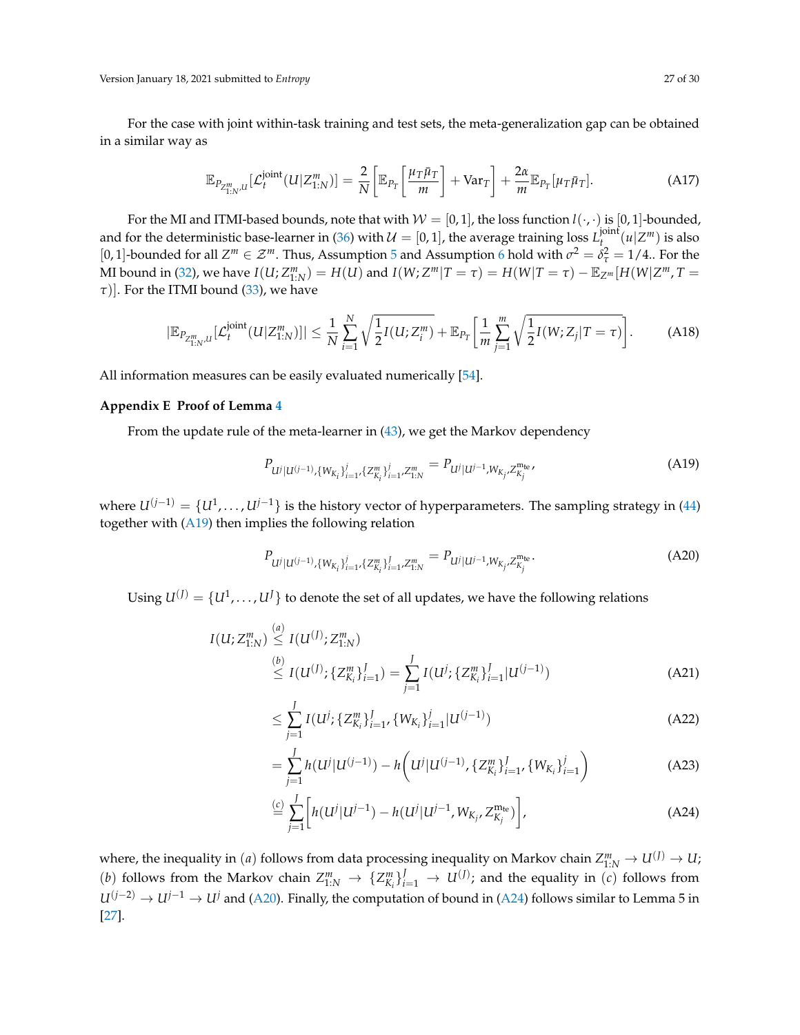For the case with joint within-task training and test sets, the meta-generalization gap can be obtained in a similar way as

$$\mathbb{E}_{P_{Z_{1:N}^m,U}}[\mathcal{L}_t^{\text{joint}}(U|Z_{1:N}^m)] = \frac{2}{N}\left[\mathbb{E}_{P_T}\left[\frac{\mu_T\bar{\mu}_T}{m}\right] + \text{Var}_T\right] + \frac{2\alpha}{m}\mathbb{E}_{P_T}[\mu_T\bar{\mu}_T]. \tag{A17}$$

For the MI and ITMI-based bounds, note that with $\mathcal{W} = [0,1]$, the loss function $l(\cdot,\cdot)$ is $[0,1]$-bounded, and for the deterministic base-learner in (36) with $\mathcal{U} = [0,1]$, the average training loss $L_t^{\text{joint}}(u|Z^m)$ is also $[0,1]$-bounded for all $Z^m \in \mathcal{Z}^m$. Thus, Assumption 5 and Assumption 6 hold with $\sigma^2 = \delta_\tau^2 = 1/4$.. For the MI bound in (32), we have $I(U;Z_{1:N}^m) = H(U)$ and $I(W;Z^m|T=\tau) = H(W|T=\tau) - \mathbb{E}_{Z^m}[H(W|Z^m, T=\tau)]$. For the ITMI bound (33), we have

$$|\mathbb{E}_{P_{Z_{1:N}^m,U}}[\mathcal{L}_t^{\text{joint}}(U|Z_{1:N}^m)]| \leq \frac{1}{N}\sum_{i=1}^{N}\sqrt{\frac{1}{2}I(U;Z_i^m)} + \mathbb{E}_{P_T}\left[\frac{1}{m}\sum_{j=1}^{m}\sqrt{\frac{1}{2}I(W;Z_j|T=\tau)}\right]. \tag{A18}$$

All information measures can be easily evaluated numerically [54].

## Appendix E Proof of Lemma 4

From the update rule of the meta-learner in (43), we get the Markov dependency

$$P_{U^j|U^{(j-1)},\{W_{K_i}\}_{i=1}^j,\{Z_{K_i}^m\}_{i=1}^j,Z_{1:N}^m} = P_{U^j|U^{j-1},W_{K_j},Z_{K_j}^{m_{\text{te}}}}, \tag{A19}$$

where $U^{(j-1)} = \{U^1,\ldots,U^{j-1}\}$ is the history vector of hyperparameters. The sampling strategy in (44) together with (A19) then implies the following relation

$$P_{U^j|U^{(j-1)},\{W_{K_i}\}_{i=1}^j,\{Z_{K_i}^m\}_{i=1}^J,Z_{1:N}^m} = P_{U^j|U^{j-1},W_{K_j},Z_{K_j}^{m_{\text{te}}}}. \tag{A20}$$

Using $U^{(J)} = \{U^1,\ldots,U^J\}$ to denote the set of all updates, we have the following relations

$$\begin{aligned}
I(U;Z_{1:N}^m) &\overset{(a)}{\leq} I(U^{(J)};Z_{1:N}^m) \\
&\overset{(b)}{\leq} I(U^{(J)};\{Z_{K_i}^m\}_{i=1}^J) = \sum_{j=1}^{J} I(U^j;\{Z_{K_i}^m\}_{i=1}^J|U^{(j-1)}) \qquad \text{(A21)}\\
&\leq \sum_{j=1}^{J} I(U^j;\{Z_{K_i}^m\}_{i=1}^J,\{W_{K_i}\}_{i=1}^j|U^{(j-1)}) \qquad \text{(A22)}\\
&= \sum_{j=1}^{J} h(U^j|U^{(j-1)}) - h\Big(U^j|U^{(j-1)},\{Z_{K_i}^m\}_{i=1}^J,\{W_{K_i}\}_{i=1}^j\Big) \qquad \text{(A23)}\\
&\overset{(c)}{=} \sum_{j=1}^{J}\Big[h(U^j|U^{j-1}) - h(U^j|U^{j-1},W_{K_j},Z_{K_j}^{m_{\text{te}}})\Big], \qquad \text{(A24)}
\end{aligned}$$

where, the inequality in $(a)$ follows from data processing inequality on Markov chain $Z_{1:N}^m \to U^{(J)} \to U$; $(b)$ follows from the Markov chain $Z_{1:N}^m \to \{Z_{K_i}^m\}_{i=1}^J \to U^{(J)}$; and the equality in $(c)$ follows from $U^{(j-2)} \to U^{j-1} \to U^j$ and (A20). Finally, the computation of bound in (A24) follows similar to Lemma 5 in [27].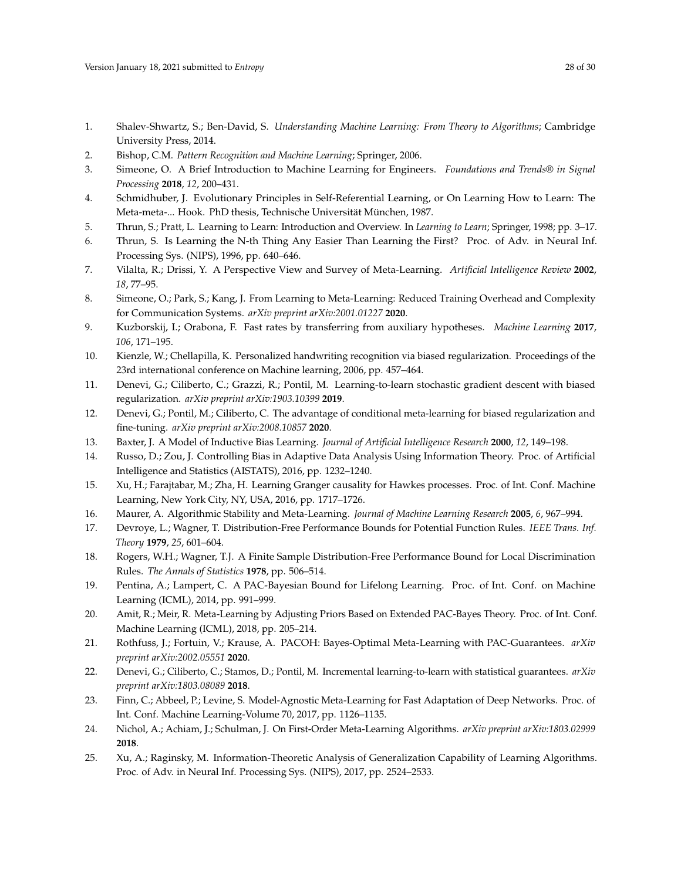1. Shalev-Shwartz, S.; Ben-David, S. *Understanding Machine Learning: From Theory to Algorithms*; Cambridge University Press, 2014.
2. Bishop, C.M. *Pattern Recognition and Machine Learning*; Springer, 2006.
3. Simeone, O. A Brief Introduction to Machine Learning for Engineers. *Foundations and Trends® in Signal Processing* **2018**, *12*, 200–431.
4. Schmidhuber, J. Evolutionary Principles in Self-Referential Learning, or On Learning How to Learn: The Meta-meta-... Hook. PhD thesis, Technische Universität München, 1987.
5. Thrun, S.; Pratt, L. Learning to Learn: Introduction and Overview. In *Learning to Learn*; Springer, 1998; pp. 3–17.
6. Thrun, S. Is Learning the N-th Thing Any Easier Than Learning the First? Proc. of Adv. in Neural Inf. Processing Sys. (NIPS), 1996, pp. 640–646.
7. Vilalta, R.; Drissi, Y. A Perspective View and Survey of Meta-Learning. *Artificial Intelligence Review* **2002**, *18*, 77–95.
8. Simeone, O.; Park, S.; Kang, J. From Learning to Meta-Learning: Reduced Training Overhead and Complexity for Communication Systems. *arXiv preprint arXiv:2001.01227* **2020**.
9. Kuzborskij, I.; Orabona, F. Fast rates by transferring from auxiliary hypotheses. *Machine Learning* **2017**, *106*, 171–195.
10. Kienzle, W.; Chellapilla, K. Personalized handwriting recognition via biased regularization. Proceedings of the 23rd international conference on Machine learning, 2006, pp. 457–464.
11. Denevi, G.; Ciliberto, C.; Grazzi, R.; Pontil, M. Learning-to-learn stochastic gradient descent with biased regularization. *arXiv preprint arXiv:1903.10399* **2019**.
12. Denevi, G.; Pontil, M.; Ciliberto, C. The advantage of conditional meta-learning for biased regularization and fine-tuning. *arXiv preprint arXiv:2008.10857* **2020**.
13. Baxter, J. A Model of Inductive Bias Learning. *Journal of Artificial Intelligence Research* **2000**, *12*, 149–198.
14. Russo, D.; Zou, J. Controlling Bias in Adaptive Data Analysis Using Information Theory. Proc. of Artificial Intelligence and Statistics (AISTATS), 2016, pp. 1232–1240.
15. Xu, H.; Farajtabar, M.; Zha, H. Learning Granger causality for Hawkes processes. Proc. of Int. Conf. Machine Learning, New York City, NY, USA, 2016, pp. 1717–1726.
16. Maurer, A. Algorithmic Stability and Meta-Learning. *Journal of Machine Learning Research* **2005**, *6*, 967–994.
17. Devroye, L.; Wagner, T. Distribution-Free Performance Bounds for Potential Function Rules. *IEEE Trans. Inf. Theory* **1979**, *25*, 601–604.
18. Rogers, W.H.; Wagner, T.J. A Finite Sample Distribution-Free Performance Bound for Local Discrimination Rules. *The Annals of Statistics* **1978**, pp. 506–514.
19. Pentina, A.; Lampert, C. A PAC-Bayesian Bound for Lifelong Learning. Proc. of Int. Conf. on Machine Learning (ICML), 2014, pp. 991–999.
20. Amit, R.; Meir, R. Meta-Learning by Adjusting Priors Based on Extended PAC-Bayes Theory. Proc. of Int. Conf. Machine Learning (ICML), 2018, pp. 205–214.
21. Rothfuss, J.; Fortuin, V.; Krause, A. PACOH: Bayes-Optimal Meta-Learning with PAC-Guarantees. *arXiv preprint arXiv:2002.05551* **2020**.
22. Denevi, G.; Ciliberto, C.; Stamos, D.; Pontil, M. Incremental learning-to-learn with statistical guarantees. *arXiv preprint arXiv:1803.08089* **2018**.
23. Finn, C.; Abbeel, P.; Levine, S. Model-Agnostic Meta-Learning for Fast Adaptation of Deep Networks. Proc. of Int. Conf. Machine Learning-Volume 70, 2017, pp. 1126–1135.
24. Nichol, A.; Achiam, J.; Schulman, J. On First-Order Meta-Learning Algorithms. *arXiv preprint arXiv:1803.02999* **2018**.
25. Xu, A.; Raginsky, M. Information-Theoretic Analysis of Generalization Capability of Learning Algorithms. Proc. of Adv. in Neural Inf. Processing Sys. (NIPS), 2017, pp. 2524–2533.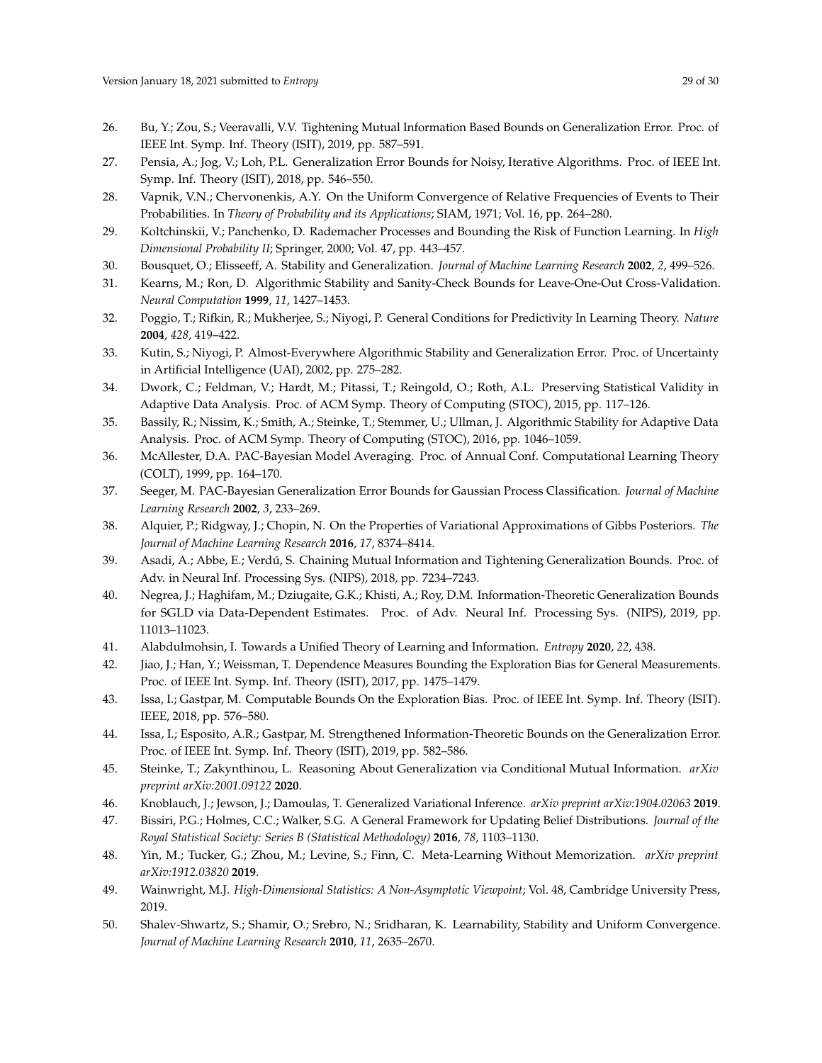26. Bu, Y.; Zou, S.; Veeravalli, V.V. Tightening Mutual Information Based Bounds on Generalization Error. Proc. of IEEE Int. Symp. Inf. Theory (ISIT), 2019, pp. 587–591.
27. Pensia, A.; Jog, V.; Loh, P.L. Generalization Error Bounds for Noisy, Iterative Algorithms. Proc. of IEEE Int. Symp. Inf. Theory (ISIT), 2018, pp. 546–550.
28. Vapnik, V.N.; Chervonenkis, A.Y. On the Uniform Convergence of Relative Frequencies of Events to Their Probabilities. In *Theory of Probability and its Applications*; SIAM, 1971; Vol. 16, pp. 264–280.
29. Koltchinskii, V.; Panchenko, D. Rademacher Processes and Bounding the Risk of Function Learning. In *High Dimensional Probability II*; Springer, 2000; Vol. 47, pp. 443–457.
30. Bousquet, O.; Elisseeff, A. Stability and Generalization. *Journal of Machine Learning Research* **2002**, *2*, 499–526.
31. Kearns, M.; Ron, D. Algorithmic Stability and Sanity-Check Bounds for Leave-One-Out Cross-Validation. *Neural Computation* **1999**, *11*, 1427–1453.
32. Poggio, T.; Rifkin, R.; Mukherjee, S.; Niyogi, P. General Conditions for Predictivity In Learning Theory. *Nature* **2004**, *428*, 419–422.
33. Kutin, S.; Niyogi, P. Almost-Everywhere Algorithmic Stability and Generalization Error. Proc. of Uncertainty in Artificial Intelligence (UAI), 2002, pp. 275–282.
34. Dwork, C.; Feldman, V.; Hardt, M.; Pitassi, T.; Reingold, O.; Roth, A.L. Preserving Statistical Validity in Adaptive Data Analysis. Proc. of ACM Symp. Theory of Computing (STOC), 2015, pp. 117–126.
35. Bassily, R.; Nissim, K.; Smith, A.; Steinke, T.; Stemmer, U.; Ullman, J. Algorithmic Stability for Adaptive Data Analysis. Proc. of ACM Symp. Theory of Computing (STOC), 2016, pp. 1046–1059.
36. McAllester, D.A. PAC-Bayesian Model Averaging. Proc. of Annual Conf. Computational Learning Theory (COLT), 1999, pp. 164–170.
37. Seeger, M. PAC-Bayesian Generalization Error Bounds for Gaussian Process Classification. *Journal of Machine Learning Research* **2002**, *3*, 233–269.
38. Alquier, P.; Ridgway, J.; Chopin, N. On the Properties of Variational Approximations of Gibbs Posteriors. *The Journal of Machine Learning Research* **2016**, *17*, 8374–8414.
39. Asadi, A.; Abbe, E.; Verdú, S. Chaining Mutual Information and Tightening Generalization Bounds. Proc. of Adv. in Neural Inf. Processing Sys. (NIPS), 2018, pp. 7234–7243.
40. Negrea, J.; Haghifam, M.; Dziugaite, G.K.; Khisti, A.; Roy, D.M. Information-Theoretic Generalization Bounds for SGLD via Data-Dependent Estimates. Proc. of Adv. Neural Inf. Processing Sys. (NIPS), 2019, pp. 11013–11023.
41. Alabdulmohsin, I. Towards a Unified Theory of Learning and Information. *Entropy* **2020**, *22*, 438.
42. Jiao, J.; Han, Y.; Weissman, T. Dependence Measures Bounding the Exploration Bias for General Measurements. Proc. of IEEE Int. Symp. Inf. Theory (ISIT), 2017, pp. 1475–1479.
43. Issa, I.; Gastpar, M. Computable Bounds On the Exploration Bias. Proc. of IEEE Int. Symp. Inf. Theory (ISIT). IEEE, 2018, pp. 576–580.
44. Issa, I.; Esposito, A.R.; Gastpar, M. Strengthened Information-Theoretic Bounds on the Generalization Error. Proc. of IEEE Int. Symp. Inf. Theory (ISIT), 2019, pp. 582–586.
45. Steinke, T.; Zakynthinou, L. Reasoning About Generalization via Conditional Mutual Information. *arXiv preprint arXiv:2001.09122* **2020**.
46. Knoblauch, J.; Jewson, J.; Damoulas, T. Generalized Variational Inference. *arXiv preprint arXiv:1904.02063* **2019**.
47. Bissiri, P.G.; Holmes, C.C.; Walker, S.G. A General Framework for Updating Belief Distributions. *Journal of the Royal Statistical Society: Series B (Statistical Methodology)* **2016**, *78*, 1103–1130.
48. Yin, M.; Tucker, G.; Zhou, M.; Levine, S.; Finn, C. Meta-Learning Without Memorization. *arXiv preprint arXiv:1912.03820* **2019**.
49. Wainwright, M.J. *High-Dimensional Statistics: A Non-Asymptotic Viewpoint*; Vol. 48, Cambridge University Press, 2019.
50. Shalev-Shwartz, S.; Shamir, O.; Srebro, N.; Sridharan, K. Learnability, Stability and Uniform Convergence. *Journal of Machine Learning Research* **2010**, *11*, 2635–2670.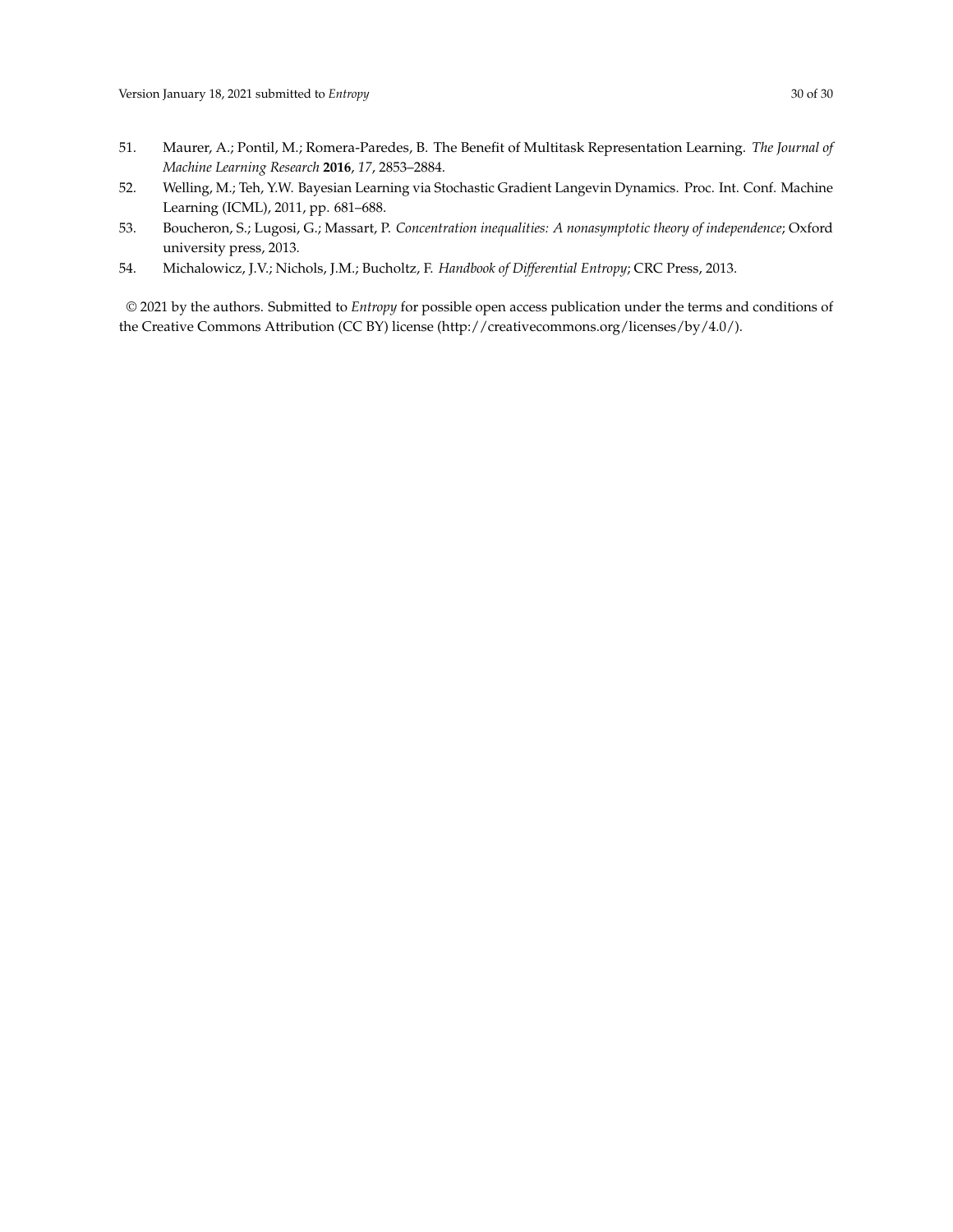51. Maurer, A.; Pontil, M.; Romera-Paredes, B. The Benefit of Multitask Representation Learning. *The Journal of Machine Learning Research* **2016**, *17*, 2853–2884.
52. Welling, M.; Teh, Y.W. Bayesian Learning via Stochastic Gradient Langevin Dynamics. Proc. Int. Conf. Machine Learning (ICML), 2011, pp. 681–688.
53. Boucheron, S.; Lugosi, G.; Massart, P. *Concentration inequalities: A nonasymptotic theory of independence*; Oxford university press, 2013.
54. Michalowicz, J.V.; Nichols, J.M.; Bucholtz, F. *Handbook of Differential Entropy*; CRC Press, 2013.

© 2021 by the authors. Submitted to *Entropy* for possible open access publication under the terms and conditions of the Creative Commons Attribution (CC BY) license (http://creativecommons.org/licenses/by/4.0/).